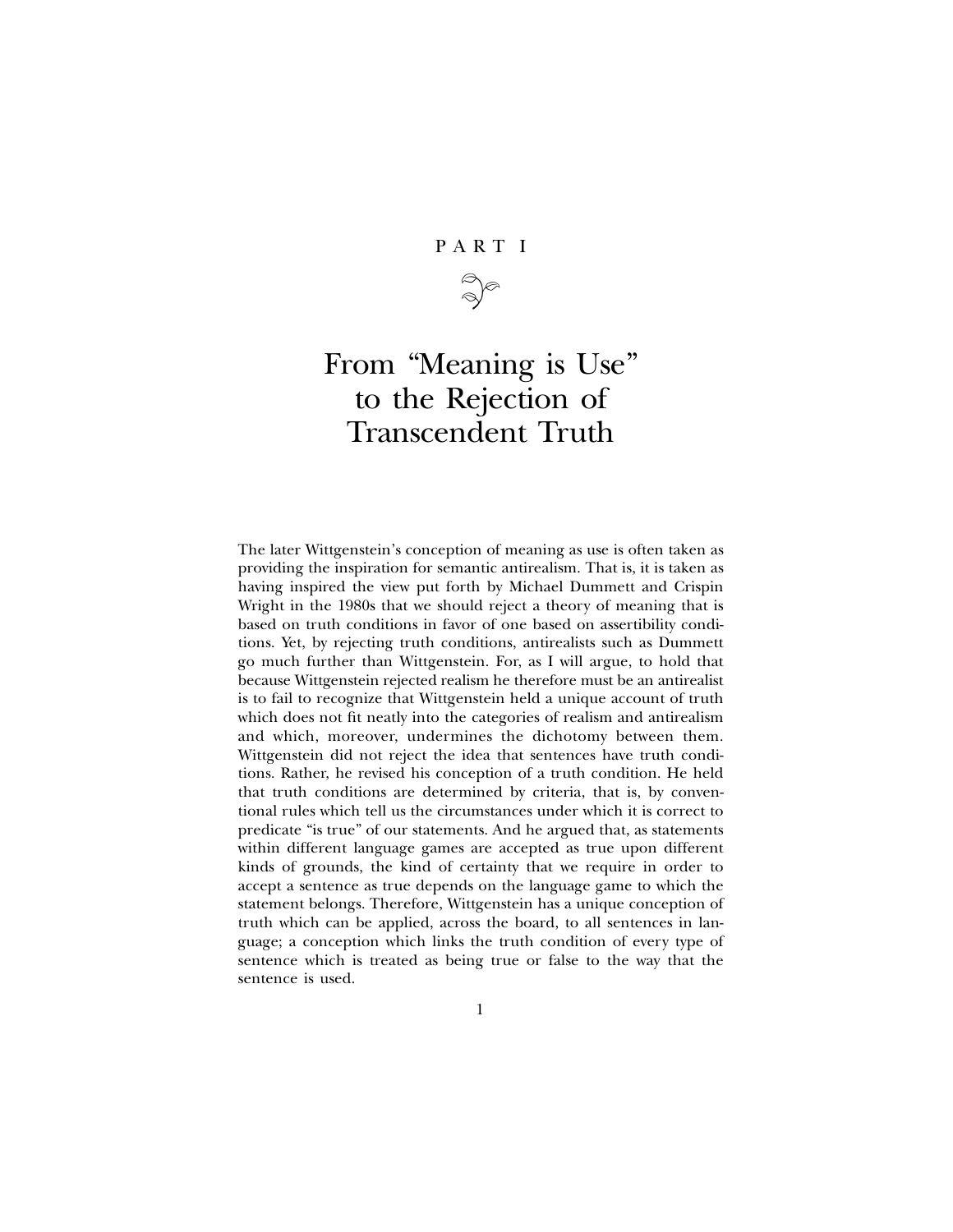# PART I

# From "Meaning is Use" to the Rejection of Transcendent Truth

The later Wittgenstein's conception of meaning as use is often taken as providing the inspiration for semantic antirealism. That is, it is taken as having inspired the view put forth by Michael Dummett and Crispin Wright in the 1980s that we should reject a theory of meaning that is based on truth conditions in favor of one based on assertibility conditions. Yet, by rejecting truth conditions, antirealists such as Dummett go much further than Wittgenstein. For, as I will argue, to hold that because Wittgenstein rejected realism he therefore must be an antirealist is to fail to recognize that Wittgenstein held a unique account of truth which does not fit neatly into the categories of realism and antirealism and which, moreover, undermines the dichotomy between them. Wittgenstein did not reject the idea that sentences have truth conditions. Rather, he revised his conception of a truth condition. He held that truth conditions are determined by criteria, that is, by conventional rules which tell us the circumstances under which it is correct to predicate "is true" of our statements. And he argued that, as statements within different language games are accepted as true upon different kinds of grounds, the kind of certainty that we require in order to accept a sentence as true depends on the language game to which the statement belongs. Therefore, Wittgenstein has a unique conception of truth which can be applied, across the board, to all sentences in language; a conception which links the truth condition of every type of sentence which is treated as being true or false to the way that the sentence is used.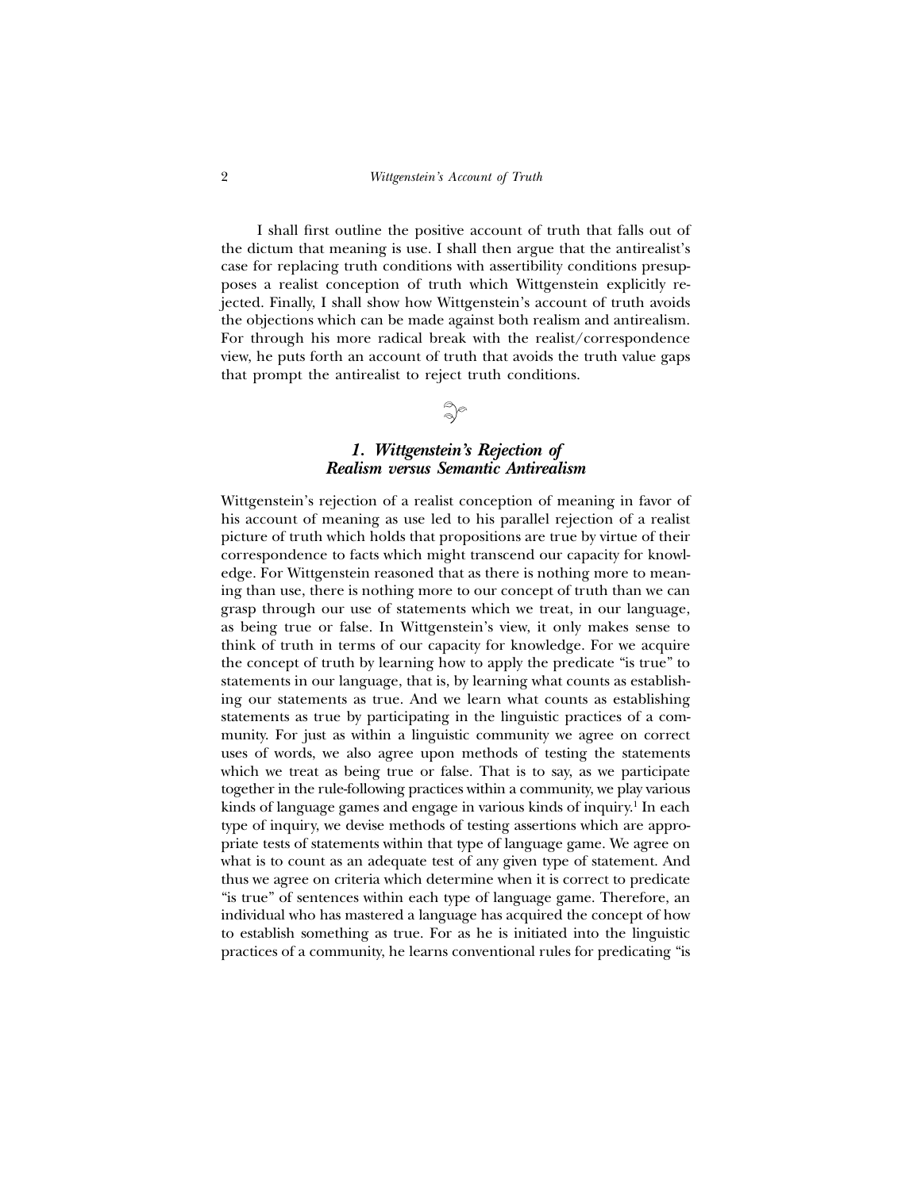I shall first outline the positive account of truth that falls out of the dictum that meaning is use. I shall then argue that the antirealist's case for replacing truth conditions with assertibility conditions presupposes a realist conception of truth which Wittgenstein explicitly rejected. Finally, I shall show how Wittgenstein's account of truth avoids the objections which can be made against both realism and antirealism. For through his more radical break with the realist/correspondence view, he puts forth an account of truth that avoids the truth value gaps that prompt the antirealist to reject truth conditions.

## *1. Wittgenstein's Rejection of Realism versus Semantic Antirealism*

Wittgenstein's rejection of a realist conception of meaning in favor of his account of meaning as use led to his parallel rejection of a realist picture of truth which holds that propositions are true by virtue of their correspondence to facts which might transcend our capacity for knowledge. For Wittgenstein reasoned that as there is nothing more to meaning than use, there is nothing more to our concept of truth than we can grasp through our use of statements which we treat, in our language, as being true or false. In Wittgenstein's view, it only makes sense to think of truth in terms of our capacity for knowledge. For we acquire the concept of truth by learning how to apply the predicate "is true" to statements in our language, that is, by learning what counts as establishing our statements as true. And we learn what counts as establishing statements as true by participating in the linguistic practices of a community. For just as within a linguistic community we agree on correct uses of words, we also agree upon methods of testing the statements which we treat as being true or false. That is to say, as we participate together in the rule-following practices within a community, we play various kinds of language games and engage in various kinds of inquiry.[1] In each type of inquiry, we devise methods of testing assertions which are appropriate tests of statements within that type of language game. We agree on what is to count as an adequate test of any given type of statement. And thus we agree on criteria which determine when it is correct to predicate "is true" of sentences within each type of language game. Therefore, an individual who has mastered a language has acquired the concept of how to establish something as true. For as he is initiated into the linguistic practices of a community, he learns conventional rules for predicating "is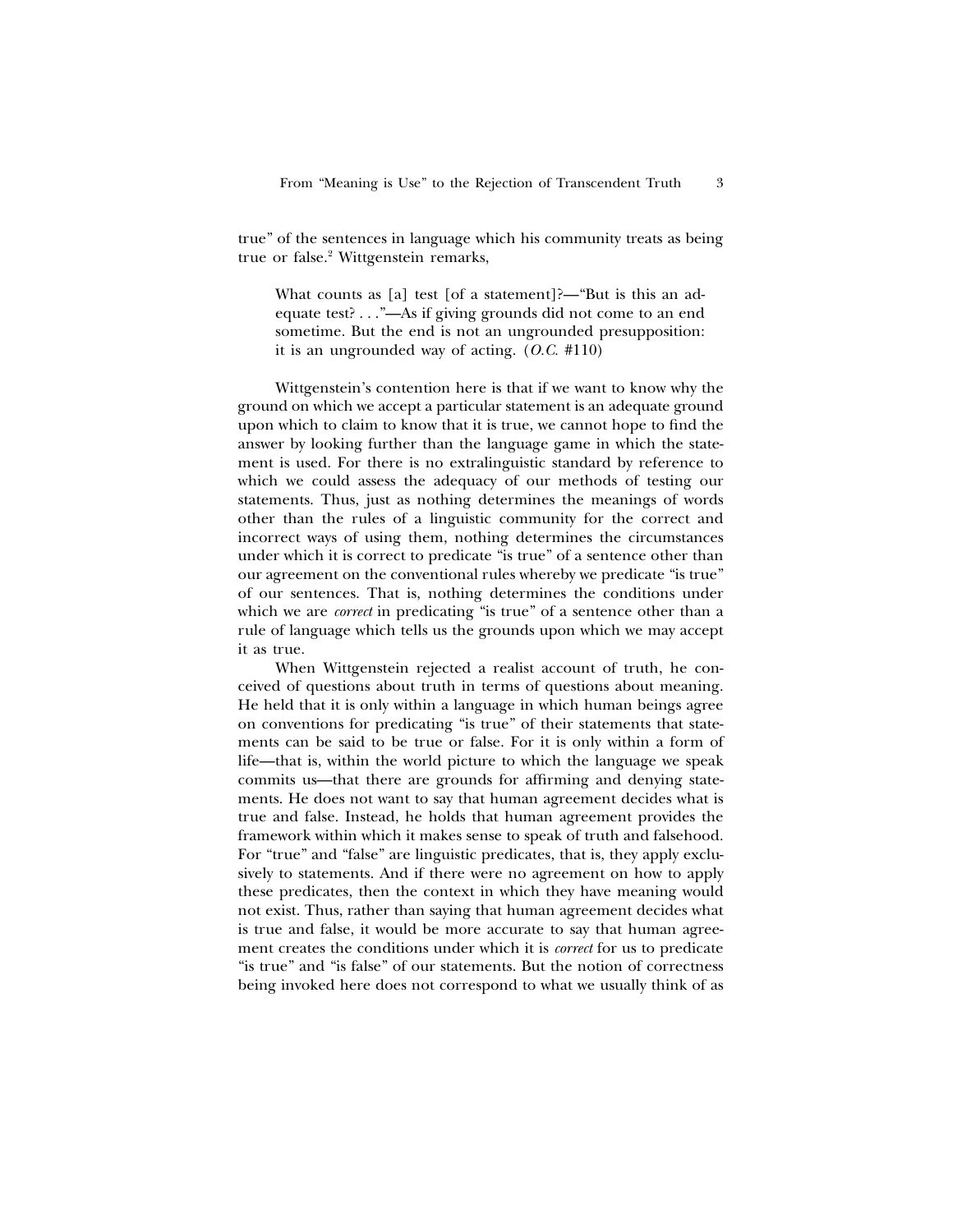true" of the sentences in language which his community treats as being true or false.[2] Wittgenstein remarks,

> What counts as [a] test [of a statement]?—"But is this an adequate test? . . ."—As if giving grounds did not come to an end sometime. But the end is not an ungrounded presupposition: it is an ungrounded way of acting. (*O.C.* #110)

Wittgenstein's contention here is that if we want to know why the ground on which we accept a particular statement is an adequate ground upon which to claim to know that it is true, we cannot hope to find the answer by looking further than the language game in which the statement is used. For there is no extralinguistic standard by reference to which we could assess the adequacy of our methods of testing our statements. Thus, just as nothing determines the meanings of words other than the rules of a linguistic community for the correct and incorrect ways of using them, nothing determines the circumstances under which it is correct to predicate "is true" of a sentence other than our agreement on the conventional rules whereby we predicate "is true" of our sentences. That is, nothing determines the conditions under which we are *correct* in predicating "is true" of a sentence other than a rule of language which tells us the grounds upon which we may accept it as true.

When Wittgenstein rejected a realist account of truth, he conceived of questions about truth in terms of questions about meaning. He held that it is only within a language in which human beings agree on conventions for predicating "is true" of their statements that statements can be said to be true or false. For it is only within a form of life—that is, within the world picture to which the language we speak commits us—that there are grounds for affirming and denying statements. He does not want to say that human agreement decides what is true and false. Instead, he holds that human agreement provides the framework within which it makes sense to speak of truth and falsehood. For "true" and "false" are linguistic predicates, that is, they apply exclusively to statements. And if there were no agreement on how to apply these predicates, then the context in which they have meaning would not exist. Thus, rather than saying that human agreement decides what is true and false, it would be more accurate to say that human agreement creates the conditions under which it is *correct* for us to predicate "is true" and "is false" of our statements. But the notion of correctness being invoked here does not correspond to what we usually think of as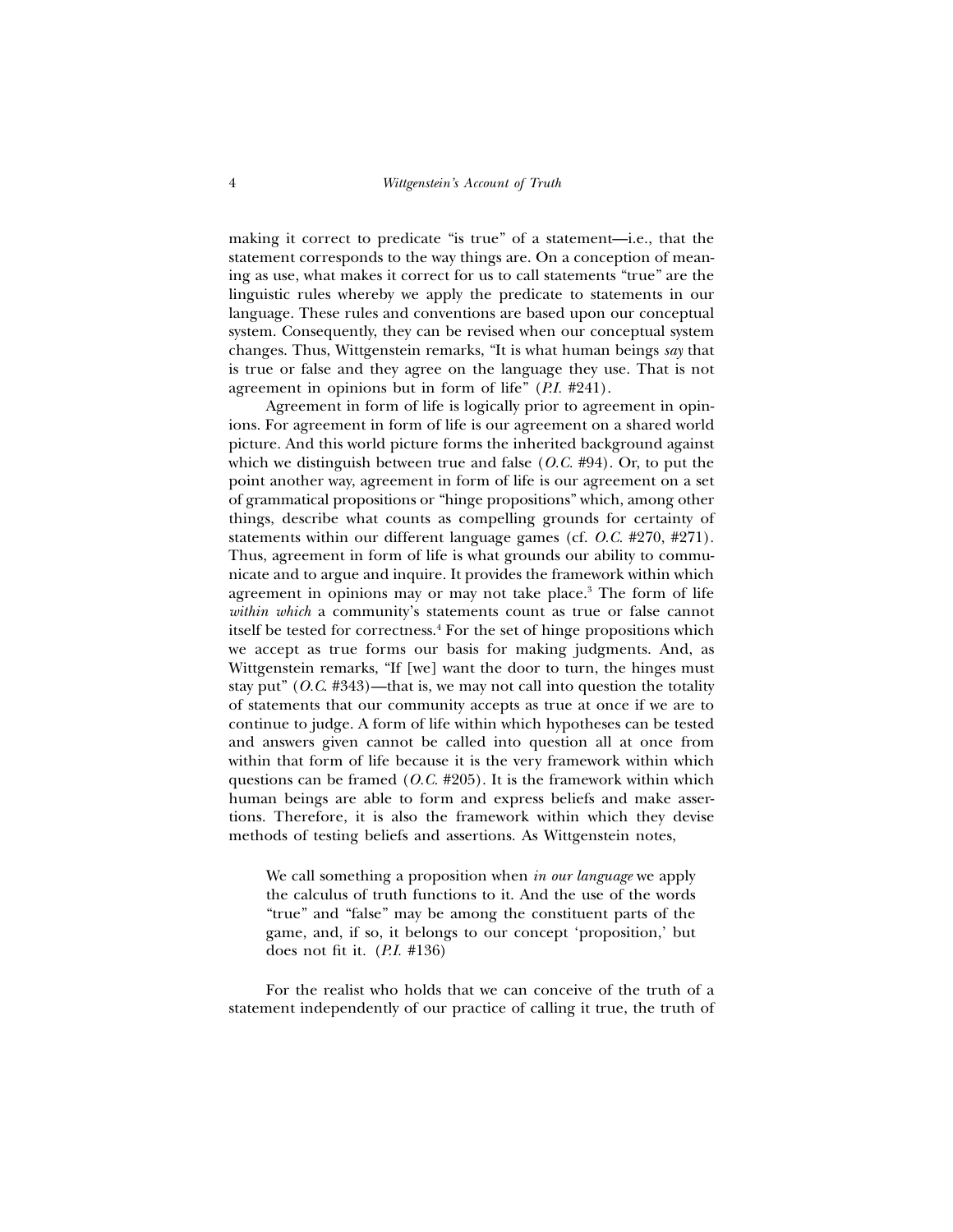making it correct to predicate "is true" of a statement—i.e., that the statement corresponds to the way things are. On a conception of meaning as use, what makes it correct for us to call statements "true" are the linguistic rules whereby we apply the predicate to statements in our language. These rules and conventions are based upon our conceptual system. Consequently, they can be revised when our conceptual system changes. Thus, Wittgenstein remarks, "It is what human beings *say* that is true or false and they agree on the language they use. That is not agreement in opinions but in form of life" (*P.I.* #241).

Agreement in form of life is logically prior to agreement in opinions. For agreement in form of life is our agreement on a shared world picture. And this world picture forms the inherited background against which we distinguish between true and false (*O.C.* #94). Or, to put the point another way, agreement in form of life is our agreement on a set of grammatical propositions or "hinge propositions" which, among other things, describe what counts as compelling grounds for certainty of statements within our different language games (cf. *O.C.* #270, #271). Thus, agreement in form of life is what grounds our ability to communicate and to argue and inquire. It provides the framework within which agreement in opinions may or may not take place.[3] The form of life *within which* a community's statements count as true or false cannot itself be tested for correctness.[4] For the set of hinge propositions which we accept as true forms our basis for making judgments. And, as Wittgenstein remarks, "If [we] want the door to turn, the hinges must stay put" (*O.C.* #343)—that is, we may not call into question the totality of statements that our community accepts as true at once if we are to continue to judge. A form of life within which hypotheses can be tested and answers given cannot be called into question all at once from within that form of life because it is the very framework within which questions can be framed (*O.C.* #205). It is the framework within which human beings are able to form and express beliefs and make assertions. Therefore, it is also the framework within which they devise methods of testing beliefs and assertions. As Wittgenstein notes,

> We call something a proposition when *in our language* we apply the calculus of truth functions to it. And the use of the words "true" and "false" may be among the constituent parts of the game, and, if so, it belongs to our concept 'proposition,' but does not fit it. (*P.I.* #136)

For the realist who holds that we can conceive of the truth of a statement independently of our practice of calling it true, the truth of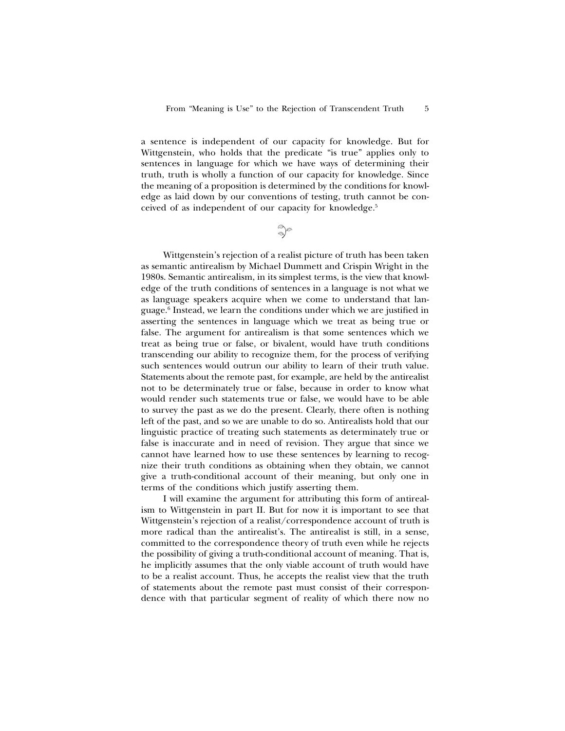a sentence is independent of our capacity for knowledge. But for Wittgenstein, who holds that the predicate "is true" applies only to sentences in language for which we have ways of determining their truth, truth is wholly a function of our capacity for knowledge. Since the meaning of a proposition is determined by the conditions for knowledge as laid down by our conventions of testing, truth cannot be conceived of as independent of our capacity for knowledge.[5]

Wittgenstein's rejection of a realist picture of truth has been taken as semantic antirealism by Michael Dummett and Crispin Wright in the 1980s. Semantic antirealism, in its simplest terms, is the view that knowledge of the truth conditions of sentences in a language is not what we as language speakers acquire when we come to understand that language.[6] Instead, we learn the conditions under which we are justified in asserting the sentences in language which we treat as being true or false. The argument for antirealism is that some sentences which we treat as being true or false, or bivalent, would have truth conditions transcending our ability to recognize them, for the process of verifying such sentences would outrun our ability to learn of their truth value. Statements about the remote past, for example, are held by the antirealist not to be determinately true or false, because in order to know what would render such statements true or false, we would have to be able to survey the past as we do the present. Clearly, there often is nothing left of the past, and so we are unable to do so. Antirealists hold that our linguistic practice of treating such statements as determinately true or false is inaccurate and in need of revision. They argue that since we cannot have learned how to use these sentences by learning to recognize their truth conditions as obtaining when they obtain, we cannot give a truth-conditional account of their meaning, but only one in terms of the conditions which justify asserting them.

I will examine the argument for attributing this form of antirealism to Wittgenstein in part II. But for now it is important to see that Wittgenstein's rejection of a realist/correspondence account of truth is more radical than the antirealist's. The antirealist is still, in a sense, committed to the correspondence theory of truth even while he rejects the possibility of giving a truth-conditional account of meaning. That is, he implicitly assumes that the only viable account of truth would have to be a realist account. Thus, he accepts the realist view that the truth of statements about the remote past must consist of their correspondence with that particular segment of reality of which there now no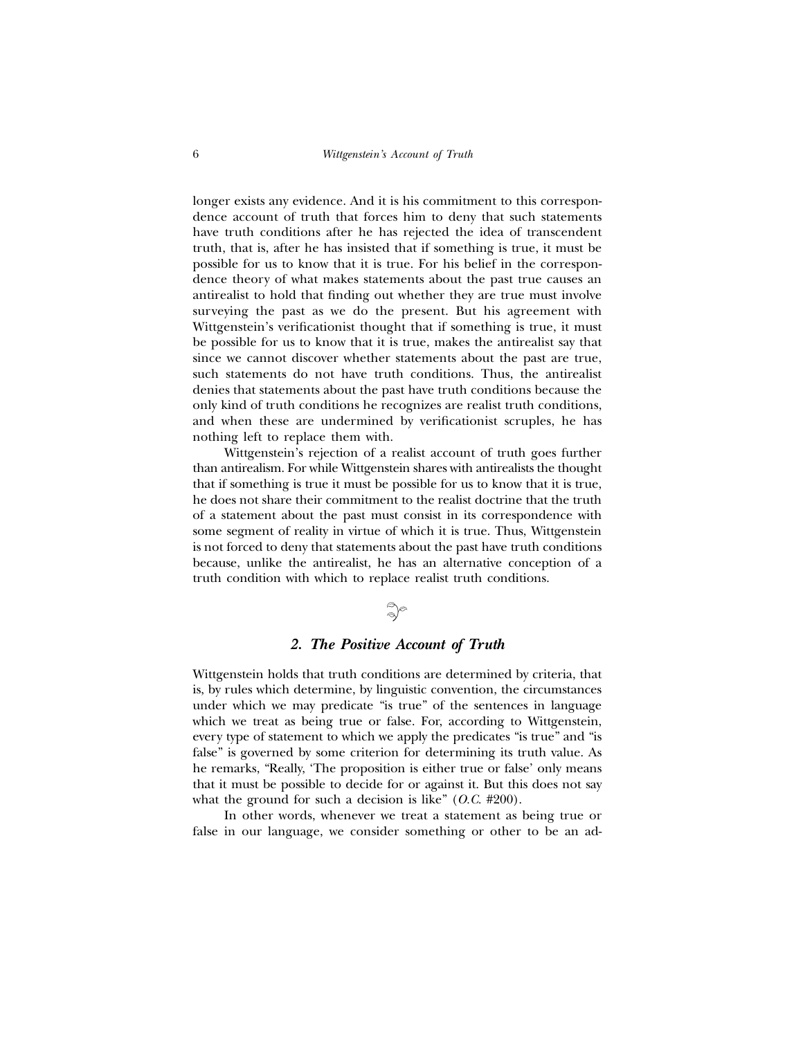longer exists any evidence. And it is his commitment to this correspondence account of truth that forces him to deny that such statements have truth conditions after he has rejected the idea of transcendent truth, that is, after he has insisted that if something is true, it must be possible for us to know that it is true. For his belief in the correspondence theory of what makes statements about the past true causes an antirealist to hold that finding out whether they are true must involve surveying the past as we do the present. But his agreement with Wittgenstein's verificationist thought that if something is true, it must be possible for us to know that it is true, makes the antirealist say that since we cannot discover whether statements about the past are true, such statements do not have truth conditions. Thus, the antirealist denies that statements about the past have truth conditions because the only kind of truth conditions he recognizes are realist truth conditions, and when these are undermined by verificationist scruples, he has nothing left to replace them with.

Wittgenstein's rejection of a realist account of truth goes further than antirealism. For while Wittgenstein shares with antirealists the thought that if something is true it must be possible for us to know that it is true, he does not share their commitment to the realist doctrine that the truth of a statement about the past must consist in its correspondence with some segment of reality in virtue of which it is true. Thus, Wittgenstein is not forced to deny that statements about the past have truth conditions because, unlike the antirealist, he has an alternative conception of a truth condition with which to replace realist truth conditions.

## *2. The Positive Account of Truth*

Wittgenstein holds that truth conditions are determined by criteria, that is, by rules which determine, by linguistic convention, the circumstances under which we may predicate "is true" of the sentences in language which we treat as being true or false. For, according to Wittgenstein, every type of statement to which we apply the predicates "is true" and "is false" is governed by some criterion for determining its truth value. As he remarks, "Really, 'The proposition is either true or false' only means that it must be possible to decide for or against it. But this does not say what the ground for such a decision is like" (*O.C.* #200).

In other words, whenever we treat a statement as being true or false in our language, we consider something or other to be an ad-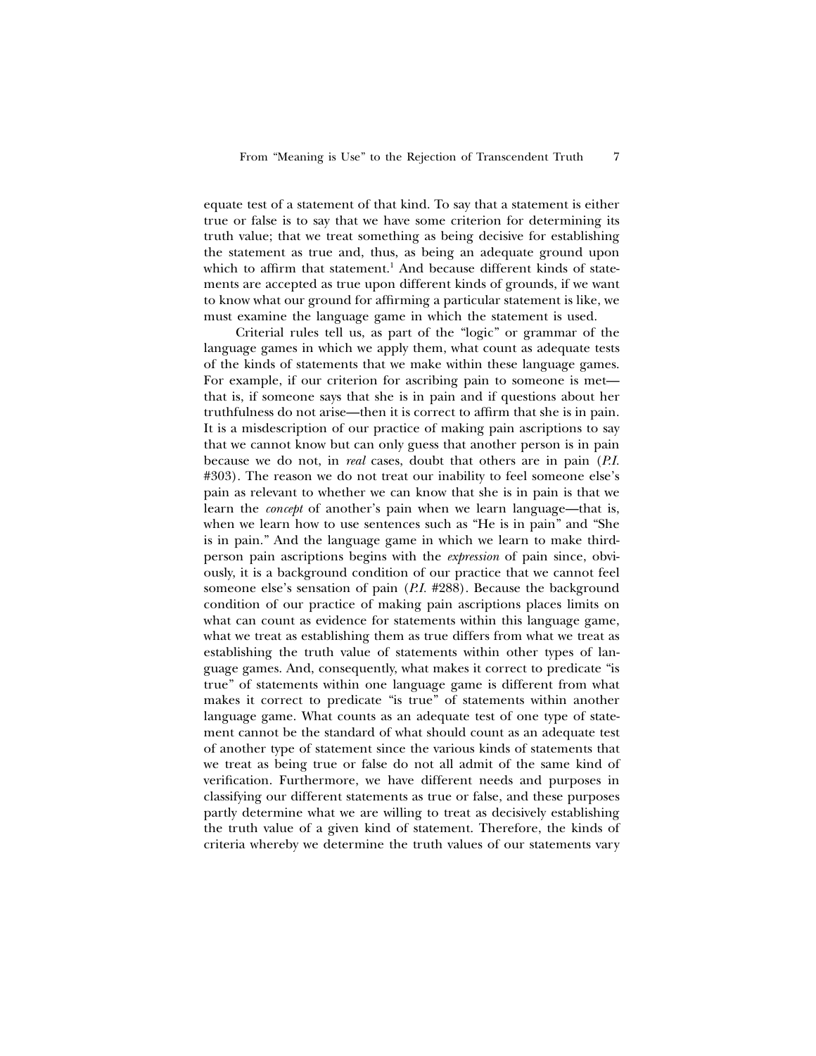equate test of a statement of that kind. To say that a statement is either true or false is to say that we have some criterion for determining its truth value; that we treat something as being decisive for establishing the statement as true and, thus, as being an adequate ground upon which to affirm that statement.[1] And because different kinds of statements are accepted as true upon different kinds of grounds, if we want to know what our ground for affirming a particular statement is like, we must examine the language game in which the statement is used.

Criterial rules tell us, as part of the "logic" or grammar of the language games in which we apply them, what count as adequate tests of the kinds of statements that we make within these language games. For example, if our criterion for ascribing pain to someone is met—that is, if someone says that she is in pain and if questions about her truthfulness do not arise—then it is correct to affirm that she is in pain. It is a misdescription of our practice of making pain ascriptions to say that we cannot know but can only guess that another person is in pain because we do not, in *real* cases, doubt that others are in pain (*P.I.* #303). The reason we do not treat our inability to feel someone else's pain as relevant to whether we can know that she is in pain is that we learn the *concept* of another's pain when we learn language—that is, when we learn how to use sentences such as "He is in pain" and "She is in pain." And the language game in which we learn to make third-person pain ascriptions begins with the *expression* of pain since, obviously, it is a background condition of our practice that we cannot feel someone else's sensation of pain (*P.I.* #288). Because the background condition of our practice of making pain ascriptions places limits on what can count as evidence for statements within this language game, what we treat as establishing them as true differs from what we treat as establishing the truth value of statements within other types of language games. And, consequently, what makes it correct to predicate "is true" of statements within one language game is different from what makes it correct to predicate "is true" of statements within another language game. What counts as an adequate test of one type of statement cannot be the standard of what should count as an adequate test of another type of statement since the various kinds of statements that we treat as being true or false do not all admit of the same kind of verification. Furthermore, we have different needs and purposes in classifying our different statements as true or false, and these purposes partly determine what we are willing to treat as decisively establishing the truth value of a given kind of statement. Therefore, the kinds of criteria whereby we determine the truth values of our statements vary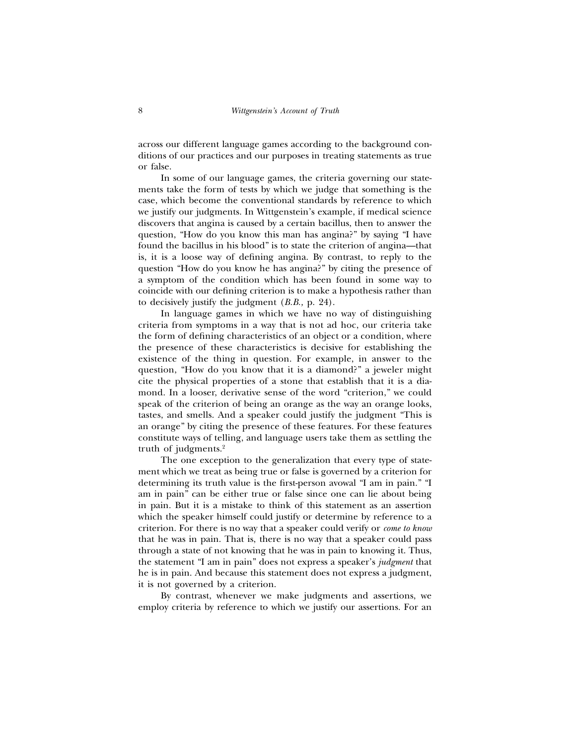across our different language games according to the background conditions of our practices and our purposes in treating statements as true or false.

In some of our language games, the criteria governing our statements take the form of tests by which we judge that something is the case, which become the conventional standards by reference to which we justify our judgments. In Wittgenstein's example, if medical science discovers that angina is caused by a certain bacillus, then to answer the question, "How do you know this man has angina?" by saying "I have found the bacillus in his blood" is to state the criterion of angina—that is, it is a loose way of defining angina. By contrast, to reply to the question "How do you know he has angina?" by citing the presence of a symptom of the condition which has been found in some way to coincide with our defining criterion is to make a hypothesis rather than to decisively justify the judgment (*B.B.,* p. 24).

In language games in which we have no way of distinguishing criteria from symptoms in a way that is not ad hoc, our criteria take the form of defining characteristics of an object or a condition, where the presence of these characteristics is decisive for establishing the existence of the thing in question. For example, in answer to the question, "How do you know that it is a diamond?" a jeweler might cite the physical properties of a stone that establish that it is a diamond. In a looser, derivative sense of the word "criterion," we could speak of the criterion of being an orange as the way an orange looks, tastes, and smells. And a speaker could justify the judgment "This is an orange" by citing the presence of these features. For these features constitute ways of telling, and language users take them as settling the truth of judgments.[2]

The one exception to the generalization that every type of statement which we treat as being true or false is governed by a criterion for determining its truth value is the first-person avowal "I am in pain." "I am in pain" can be either true or false since one can lie about being in pain. But it is a mistake to think of this statement as an assertion which the speaker himself could justify or determine by reference to a criterion. For there is no way that a speaker could verify or *come to know* that he was in pain. That is, there is no way that a speaker could pass through a state of not knowing that he was in pain to knowing it. Thus, the statement "I am in pain" does not express a speaker's *judgment* that he is in pain. And because this statement does not express a judgment, it is not governed by a criterion.

By contrast, whenever we make judgments and assertions, we employ criteria by reference to which we justify our assertions. For an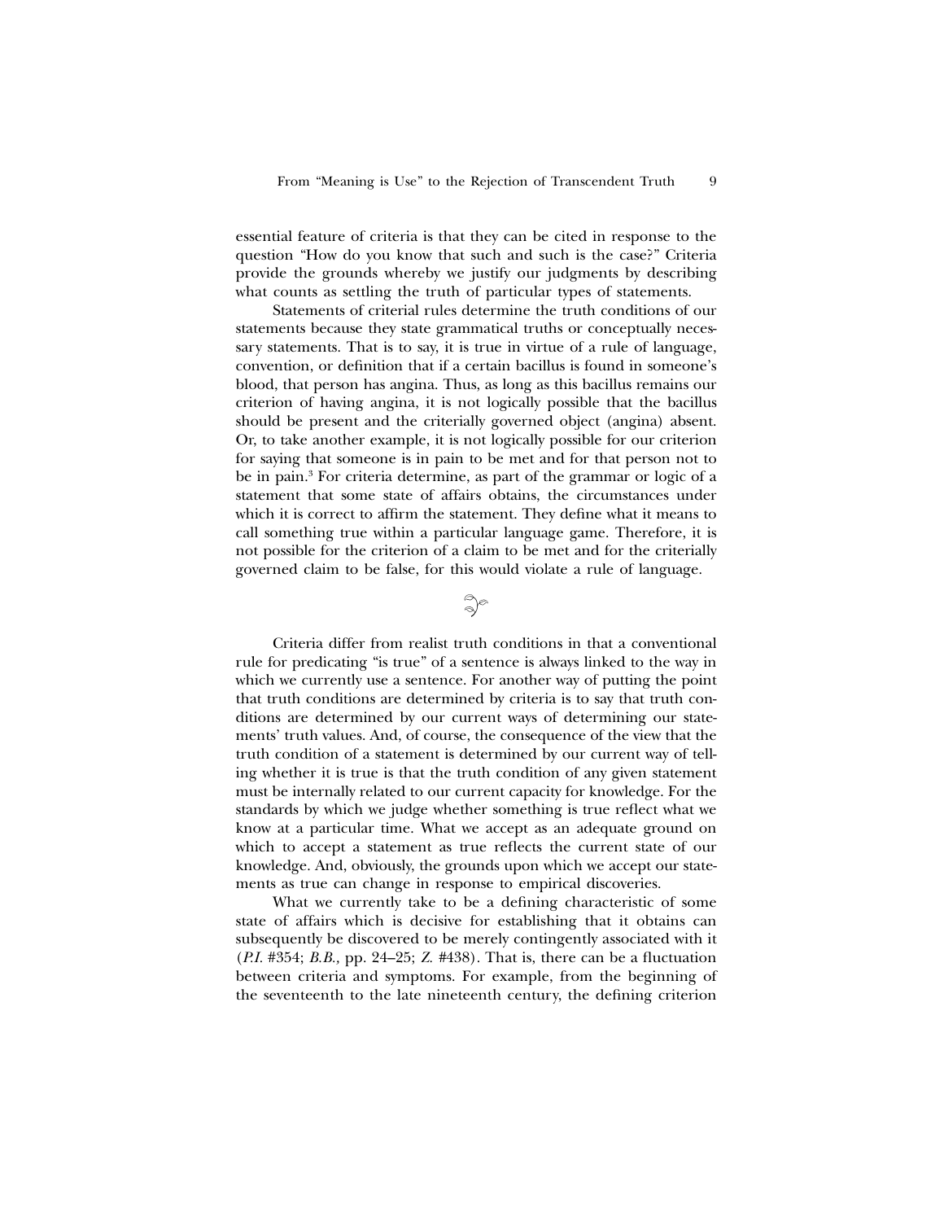essential feature of criteria is that they can be cited in response to the question "How do you know that such and such is the case?" Criteria provide the grounds whereby we justify our judgments by describing what counts as settling the truth of particular types of statements.

Statements of criterial rules determine the truth conditions of our statements because they state grammatical truths or conceptually necessary statements. That is to say, it is true in virtue of a rule of language, convention, or definition that if a certain bacillus is found in someone's blood, that person has angina. Thus, as long as this bacillus remains our criterion of having angina, it is not logically possible that the bacillus should be present and the criterially governed object (angina) absent. Or, to take another example, it is not logically possible for our criterion for saying that someone is in pain to be met and for that person not to be in pain.[3] For criteria determine, as part of the grammar or logic of a statement that some state of affairs obtains, the circumstances under which it is correct to affirm the statement. They define what it means to call something true within a particular language game. Therefore, it is not possible for the criterion of a claim to be met and for the criterially governed claim to be false, for this would violate a rule of language.

Criteria differ from realist truth conditions in that a conventional rule for predicating "is true" of a sentence is always linked to the way in which we currently use a sentence. For another way of putting the point that truth conditions are determined by criteria is to say that truth conditions are determined by our current ways of determining our statements' truth values. And, of course, the consequence of the view that the truth condition of a statement is determined by our current way of telling whether it is true is that the truth condition of any given statement must be internally related to our current capacity for knowledge. For the standards by which we judge whether something is true reflect what we know at a particular time. What we accept as an adequate ground on which to accept a statement as true reflects the current state of our knowledge. And, obviously, the grounds upon which we accept our statements as true can change in response to empirical discoveries.

What we currently take to be a defining characteristic of some state of affairs which is decisive for establishing that it obtains can subsequently be discovered to be merely contingently associated with it (*P.I.* #354; *B.B.,* pp. 24–25; *Z.* #438). That is, there can be a fluctuation between criteria and symptoms. For example, from the beginning of the seventeenth to the late nineteenth century, the defining criterion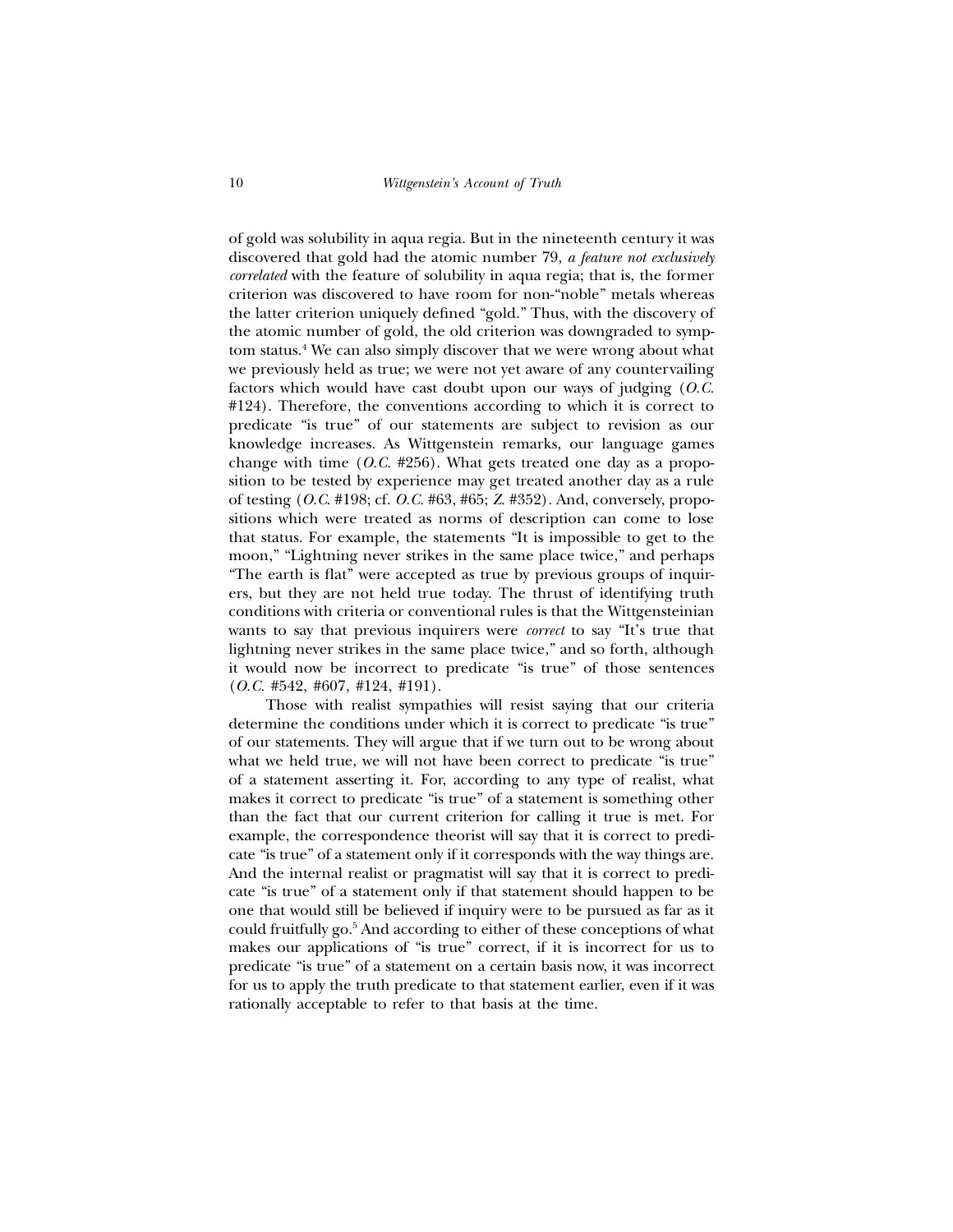of gold was solubility in aqua regia. But in the nineteenth century it was discovered that gold had the atomic number 79, *a feature not exclusively correlated* with the feature of solubility in aqua regia; that is, the former criterion was discovered to have room for non-"noble" metals whereas the latter criterion uniquely defined "gold." Thus, with the discovery of the atomic number of gold, the old criterion was downgraded to symptom status.[4] We can also simply discover that we were wrong about what we previously held as true; we were not yet aware of any countervailing factors which would have cast doubt upon our ways of judging (*O.C.* #124). Therefore, the conventions according to which it is correct to predicate "is true" of our statements are subject to revision as our knowledge increases. As Wittgenstein remarks, our language games change with time (*O.C.* #256). What gets treated one day as a proposition to be tested by experience may get treated another day as a rule of testing (*O.C.* #198; cf. *O.C.* #63, #65; *Z.* #352). And, conversely, propositions which were treated as norms of description can come to lose that status. For example, the statements "It is impossible to get to the moon," "Lightning never strikes in the same place twice," and perhaps "The earth is flat" were accepted as true by previous groups of inquirers, but they are not held true today. The thrust of identifying truth conditions with criteria or conventional rules is that the Wittgensteinian wants to say that previous inquirers were *correct* to say "It's true that lightning never strikes in the same place twice," and so forth, although it would now be incorrect to predicate "is true" of those sentences (*O.C.* #542, #607, #124, #191).

Those with realist sympathies will resist saying that our criteria determine the conditions under which it is correct to predicate "is true" of our statements. They will argue that if we turn out to be wrong about what we held true, we will not have been correct to predicate "is true" of a statement asserting it. For, according to any type of realist, what makes it correct to predicate "is true" of a statement is something other than the fact that our current criterion for calling it true is met. For example, the correspondence theorist will say that it is correct to predicate "is true" of a statement only if it corresponds with the way things are. And the internal realist or pragmatist will say that it is correct to predicate "is true" of a statement only if that statement should happen to be one that would still be believed if inquiry were to be pursued as far as it could fruitfully go.[5] And according to either of these conceptions of what makes our applications of "is true" correct, if it is incorrect for us to predicate "is true" of a statement on a certain basis now, it was incorrect for us to apply the truth predicate to that statement earlier, even if it was rationally acceptable to refer to that basis at the time.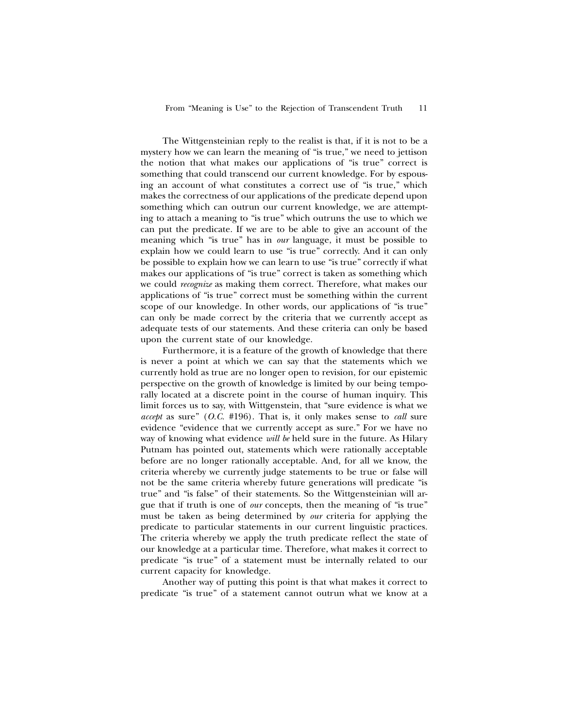The Wittgensteinian reply to the realist is that, if it is not to be a mystery how we can learn the meaning of "is true," we need to jettison the notion that what makes our applications of "is true" correct is something that could transcend our current knowledge. For by espousing an account of what constitutes a correct use of "is true," which makes the correctness of our applications of the predicate depend upon something which can outrun our current knowledge, we are attempting to attach a meaning to "is true" which outruns the use to which we can put the predicate. If we are to be able to give an account of the meaning which "is true" has in *our* language, it must be possible to explain how we could learn to use "is true" correctly. And it can only be possible to explain how we can learn to use "is true" correctly if what makes our applications of "is true" correct is taken as something which we could *recognize* as making them correct. Therefore, what makes our applications of "is true" correct must be something within the current scope of our knowledge. In other words, our applications of "is true" can only be made correct by the criteria that we currently accept as adequate tests of our statements. And these criteria can only be based upon the current state of our knowledge.

Furthermore, it is a feature of the growth of knowledge that there is never a point at which we can say that the statements which we currently hold as true are no longer open to revision, for our epistemic perspective on the growth of knowledge is limited by our being temporally located at a discrete point in the course of human inquiry. This limit forces us to say, with Wittgenstein, that "sure evidence is what we *accept* as sure" (*O.C.* #196). That is, it only makes sense to *call* sure evidence "evidence that we currently accept as sure." For we have no way of knowing what evidence *will be* held sure in the future. As Hilary Putnam has pointed out, statements which were rationally acceptable before are no longer rationally acceptable. And, for all we know, the criteria whereby we currently judge statements to be true or false will not be the same criteria whereby future generations will predicate "is true" and "is false" of their statements. So the Wittgensteinian will argue that if truth is one of *our* concepts, then the meaning of "is true" must be taken as being determined by *our* criteria for applying the predicate to particular statements in our current linguistic practices. The criteria whereby we apply the truth predicate reflect the state of our knowledge at a particular time. Therefore, what makes it correct to predicate "is true" of a statement must be internally related to our current capacity for knowledge.

Another way of putting this point is that what makes it correct to predicate "is true" of a statement cannot outrun what we know at a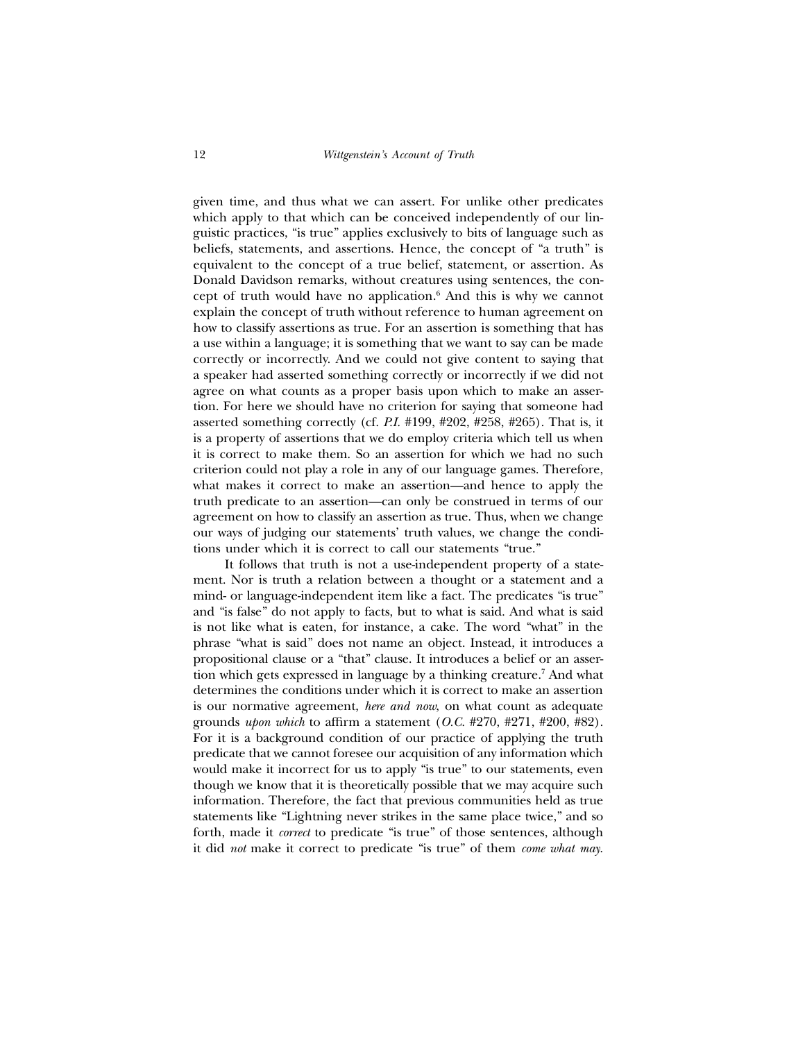given time, and thus what we can assert. For unlike other predicates which apply to that which can be conceived independently of our linguistic practices, "is true" applies exclusively to bits of language such as beliefs, statements, and assertions. Hence, the concept of "a truth" is equivalent to the concept of a true belief, statement, or assertion. As Donald Davidson remarks, without creatures using sentences, the concept of truth would have no application.[6] And this is why we cannot explain the concept of truth without reference to human agreement on how to classify assertions as true. For an assertion is something that has a use within a language; it is something that we want to say can be made correctly or incorrectly. And we could not give content to saying that a speaker had asserted something correctly or incorrectly if we did not agree on what counts as a proper basis upon which to make an assertion. For here we should have no criterion for saying that someone had asserted something correctly (cf. *P.I.* #199, #202, #258, #265). That is, it is a property of assertions that we do employ criteria which tell us when it is correct to make them. So an assertion for which we had no such criterion could not play a role in any of our language games. Therefore, what makes it correct to make an assertion—and hence to apply the truth predicate to an assertion—can only be construed in terms of our agreement on how to classify an assertion as true. Thus, when we change our ways of judging our statements' truth values, we change the conditions under which it is correct to call our statements "true."

It follows that truth is not a use-independent property of a statement. Nor is truth a relation between a thought or a statement and a mind- or language-independent item like a fact. The predicates "is true" and "is false" do not apply to facts, but to what is said. And what is said is not like what is eaten, for instance, a cake. The word "what" in the phrase "what is said" does not name an object. Instead, it introduces a propositional clause or a "that" clause. It introduces a belief or an assertion which gets expressed in language by a thinking creature.[7] And what determines the conditions under which it is correct to make an assertion is our normative agreement, *here and now*, on what count as adequate grounds *upon which* to affirm a statement (*O.C.* #270, #271, #200, #82). For it is a background condition of our practice of applying the truth predicate that we cannot foresee our acquisition of any information which would make it incorrect for us to apply "is true" to our statements, even though we know that it is theoretically possible that we may acquire such information. Therefore, the fact that previous communities held as true statements like "Lightning never strikes in the same place twice," and so forth, made it *correct* to predicate "is true" of those sentences, although it did *not* make it correct to predicate "is true" of them *come what may*.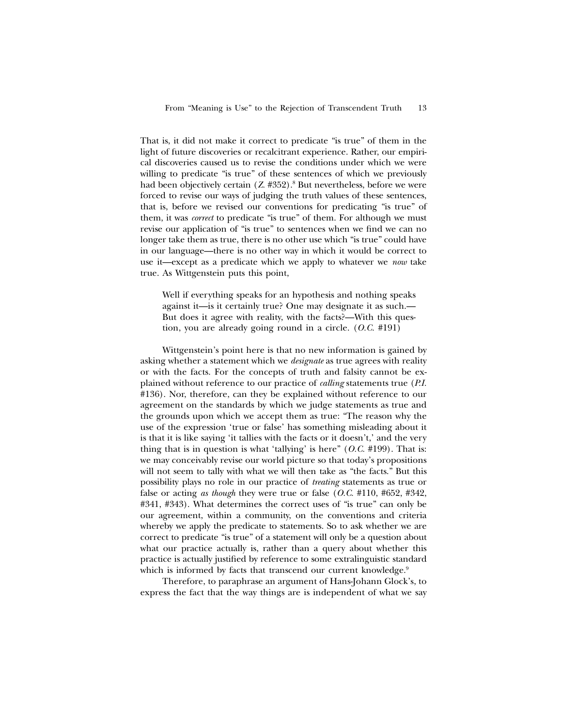That is, it did not make it correct to predicate "is true" of them in the light of future discoveries or recalcitrant experience. Rather, our empirical discoveries caused us to revise the conditions under which we were willing to predicate "is true" of these sentences of which we previously had been objectively certain (*Z.* #352).[8] But nevertheless, before we were forced to revise our ways of judging the truth values of these sentences, that is, before we revised our conventions for predicating "is true" of them, it was *correct* to predicate "is true" of them. For although we must revise our application of "is true" to sentences when we find we can no longer take them as true, there is no other use which "is true" could have in our language—there is no other way in which it would be correct to use it—except as a predicate which we apply to whatever we *now* take true. As Wittgenstein puts this point,

> Well if everything speaks for an hypothesis and nothing speaks against it—is it certainly true? One may designate it as such.—But does it agree with reality, with the facts?—With this question, you are already going round in a circle. (*O.C.* #191)

Wittgenstein's point here is that no new information is gained by asking whether a statement which we *designate* as true agrees with reality or with the facts. For the concepts of truth and falsity cannot be explained without reference to our practice of *calling* statements true (*P.I.* #136). Nor, therefore, can they be explained without reference to our agreement on the standards by which we judge statements as true and the grounds upon which we accept them as true: "The reason why the use of the expression 'true or false' has something misleading about it is that it is like saying 'it tallies with the facts or it doesn't,' and the very thing that is in question is what 'tallying' is here" (*O.C.* #199). That is: we may conceivably revise our world picture so that today's propositions will not seem to tally with what we will then take as "the facts." But this possibility plays no role in our practice of *treating* statements as true or false or acting *as though* they were true or false (*O.C.* #110, #652, #342, #341, #343). What determines the correct uses of "is true" can only be our agreement, within a community, on the conventions and criteria whereby we apply the predicate to statements. So to ask whether we are correct to predicate "is true" of a statement will only be a question about what our practice actually is, rather than a query about whether this practice is actually justified by reference to some extralinguistic standard which is informed by facts that transcend our current knowledge.[9]

Therefore, to paraphrase an argument of Hans-Johann Glock's, to express the fact that the way things are is independent of what we say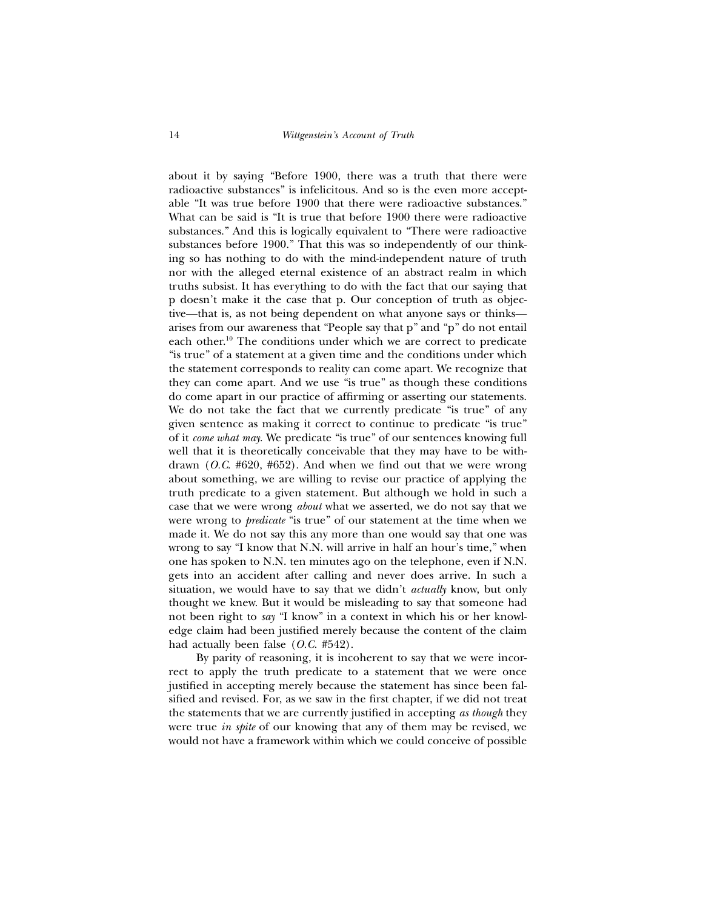about it by saying "Before 1900, there was a truth that there were radioactive substances" is infelicitous. And so is the even more acceptable "It was true before 1900 that there were radioactive substances." What can be said is "It is true that before 1900 there were radioactive substances." And this is logically equivalent to "There were radioactive substances before 1900." That this was so independently of our thinking so has nothing to do with the mind-independent nature of truth nor with the alleged eternal existence of an abstract realm in which truths subsist. It has everything to do with the fact that our saying that p doesn't make it the case that p. Our conception of truth as objective—that is, as not being dependent on what anyone says or thinks—arises from our awareness that "People say that p" and "p" do not entail each other.[10] The conditions under which we are correct to predicate "is true" of a statement at a given time and the conditions under which the statement corresponds to reality can come apart. We recognize that they can come apart. And we use "is true" as though these conditions do come apart in our practice of affirming or asserting our statements. We do not take the fact that we currently predicate "is true" of any given sentence as making it correct to continue to predicate "is true" of it *come what may*. We predicate "is true" of our sentences knowing full well that it is theoretically conceivable that they may have to be withdrawn (*O.C.* #620, #652). And when we find out that we were wrong about something, we are willing to revise our practice of applying the truth predicate to a given statement. But although we hold in such a case that we were wrong *about* what we asserted, we do not say that we were wrong to *predicate* "is true" of our statement at the time when we made it. We do not say this any more than one would say that one was wrong to say "I know that N.N. will arrive in half an hour's time," when one has spoken to N.N. ten minutes ago on the telephone, even if N.N. gets into an accident after calling and never does arrive. In such a situation, we would have to say that we didn't *actually* know, but only thought we knew. But it would be misleading to say that someone had not been right to *say* "I know" in a context in which his or her knowledge claim had been justified merely because the content of the claim had actually been false (*O.C.* #542).

By parity of reasoning, it is incoherent to say that we were incorrect to apply the truth predicate to a statement that we were once justified in accepting merely because the statement has since been falsified and revised. For, as we saw in the first chapter, if we did not treat the statements that we are currently justified in accepting *as though* they were true *in spite* of our knowing that any of them may be revised, we would not have a framework within which we could conceive of possible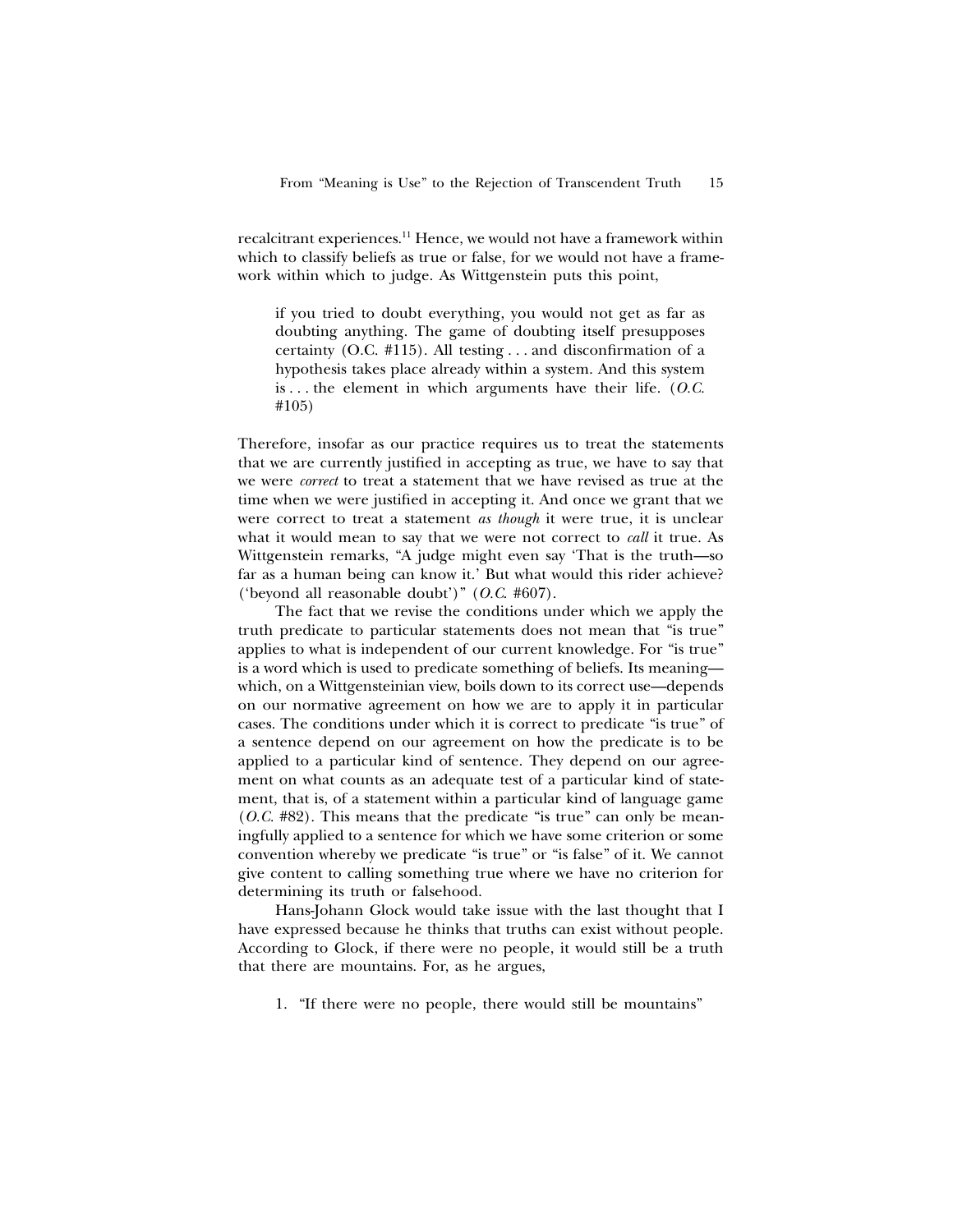recalcitrant experiences.[11] Hence, we would not have a framework within which to classify beliefs as true or false, for we would not have a framework within which to judge. As Wittgenstein puts this point,

> if you tried to doubt everything, you would not get as far as doubting anything. The game of doubting itself presupposes certainty (O.C. #115). All testing . . . and disconfirmation of a hypothesis takes place already within a system. And this system is . . . the element in which arguments have their life. (*O.C.* #105)

Therefore, insofar as our practice requires us to treat the statements that we are currently justified in accepting as true, we have to say that we were *correct* to treat a statement that we have revised as true at the time when we were justified in accepting it. And once we grant that we were correct to treat a statement *as though* it were true, it is unclear what it would mean to say that we were not correct to *call* it true. As Wittgenstein remarks, "A judge might even say 'That is the truth—so far as a human being can know it.' But what would this rider achieve? ('beyond all reasonable doubt')" (*O.C.* #607).

The fact that we revise the conditions under which we apply the truth predicate to particular statements does not mean that "is true" applies to what is independent of our current knowledge. For "is true" is a word which is used to predicate something of beliefs. Its meaning—which, on a Wittgensteinian view, boils down to its correct use—depends on our normative agreement on how we are to apply it in particular cases. The conditions under which it is correct to predicate "is true" of a sentence depend on our agreement on how the predicate is to be applied to a particular kind of sentence. They depend on our agreement on what counts as an adequate test of a particular kind of statement, that is, of a statement within a particular kind of language game (*O.C.* #82). This means that the predicate "is true" can only be meaningfully applied to a sentence for which we have some criterion or some convention whereby we predicate "is true" or "is false" of it. We cannot give content to calling something true where we have no criterion for determining its truth or falsehood.

Hans-Johann Glock would take issue with the last thought that I have expressed because he thinks that truths can exist without people. According to Glock, if there were no people, it would still be a truth that there are mountains. For, as he argues,

1. "If there were no people, there would still be mountains"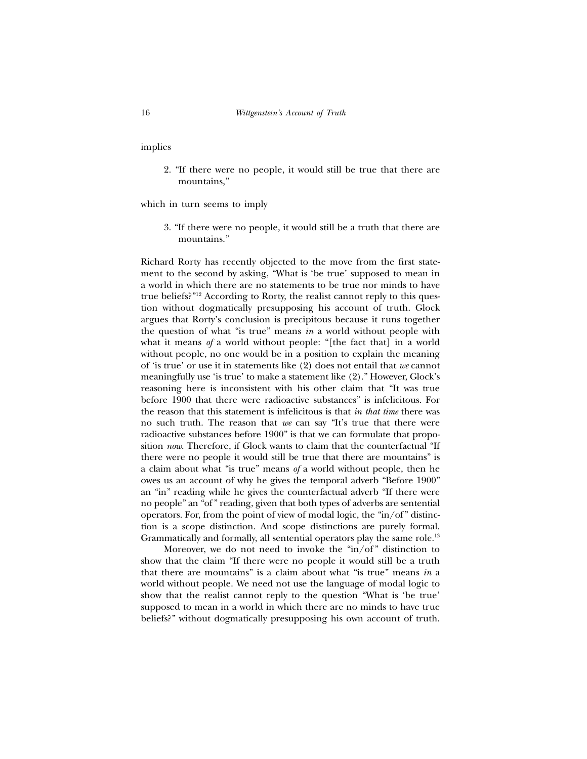implies

2. "If there were no people, it would still be true that there are mountains,"

which in turn seems to imply

3. "If there were no people, it would still be a truth that there are mountains."

Richard Rorty has recently objected to the move from the first statement to the second by asking, "What is 'be true' supposed to mean in a world in which there are no statements to be true nor minds to have true beliefs?"[12] According to Rorty, the realist cannot reply to this question without dogmatically presupposing his account of truth. Glock argues that Rorty's conclusion is precipitous because it runs together the question of what "is true" means *in* a world without people with what it means *of* a world without people: "[the fact that] in a world without people, no one would be in a position to explain the meaning of 'is true' or use it in statements like (2) does not entail that *we* cannot meaningfully use 'is true' to make a statement like (2)." However, Glock's reasoning here is inconsistent with his other claim that "It was true before 1900 that there were radioactive substances" is infelicitous. For the reason that this statement is infelicitous is that *in that time* there was no such truth. The reason that *we* can say "It's true that there were radioactive substances before 1900" is that we can formulate that proposition *now*. Therefore, if Glock wants to claim that the counterfactual "If there were no people it would still be true that there are mountains" is a claim about what "is true" means *of* a world without people, then he owes us an account of why he gives the temporal adverb "Before 1900" an "in" reading while he gives the counterfactual adverb "If there were no people" an "of" reading, given that both types of adverbs are sentential operators. For, from the point of view of modal logic, the "in/of" distinction is a scope distinction. And scope distinctions are purely formal. Grammatically and formally, all sentential operators play the same role.[13]

Moreover, we do not need to invoke the "in/of" distinction to show that the claim "If there were no people it would still be a truth that there are mountains" is a claim about what "is true" means *in* a world without people. We need not use the language of modal logic to show that the realist cannot reply to the question "What is 'be true' supposed to mean in a world in which there are no minds to have true beliefs?" without dogmatically presupposing his own account of truth.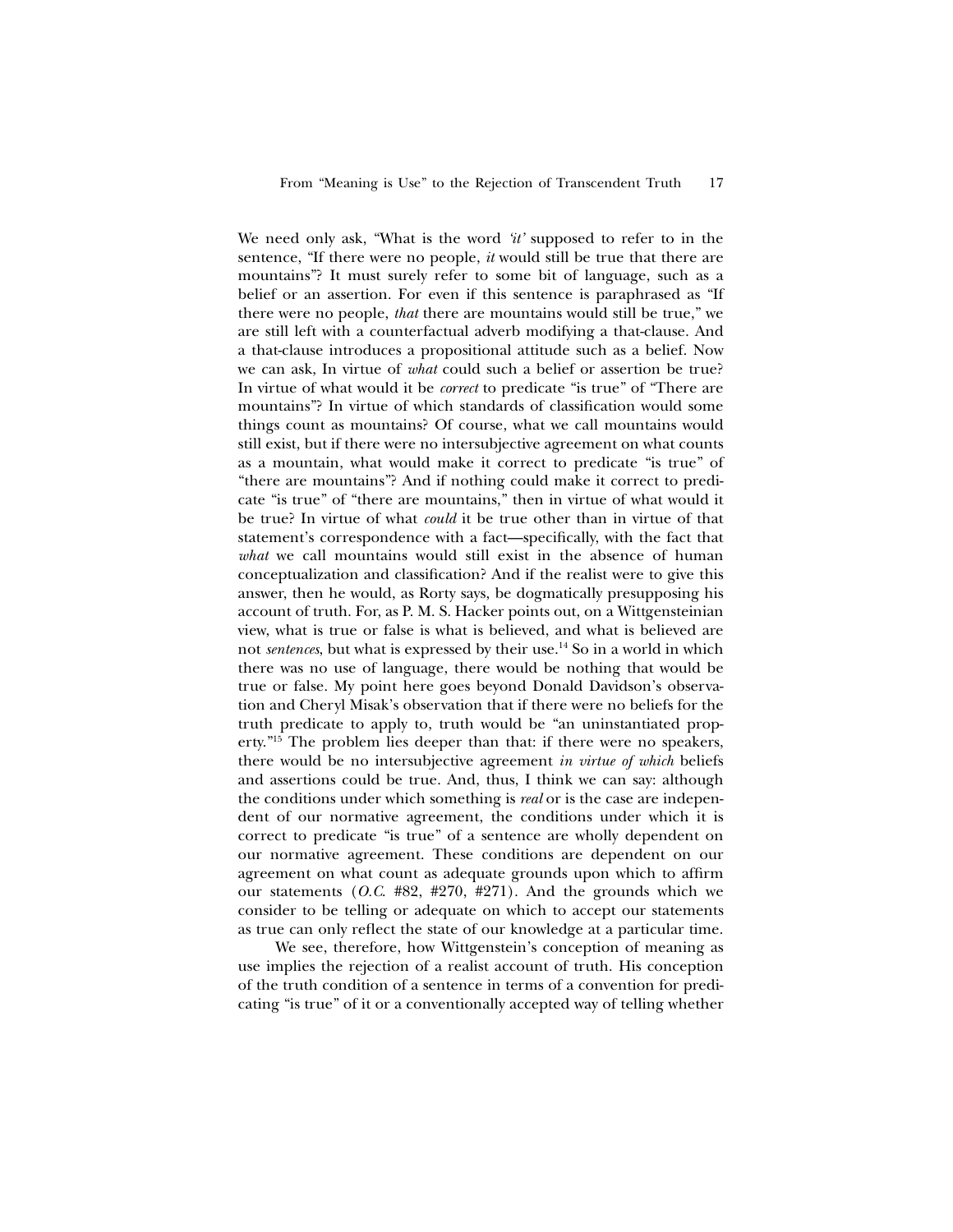We need only ask, "What is the word *'it'* supposed to refer to in the sentence, "If there were no people, *it* would still be true that there are mountains"? It must surely refer to some bit of language, such as a belief or an assertion. For even if this sentence is paraphrased as "If there were no people, *that* there are mountains would still be true," we are still left with a counterfactual adverb modifying a that-clause. And a that-clause introduces a propositional attitude such as a belief. Now we can ask, In virtue of *what* could such a belief or assertion be true? In virtue of what would it be *correct* to predicate "is true" of "There are mountains"? In virtue of which standards of classification would some things count as mountains? Of course, what we call mountains would still exist, but if there were no intersubjective agreement on what counts as a mountain, what would make it correct to predicate "is true" of "there are mountains"? And if nothing could make it correct to predicate "is true" of "there are mountains," then in virtue of what would it be true? In virtue of what *could* it be true other than in virtue of that statement's correspondence with a fact—specifically, with the fact that *what* we call mountains would still exist in the absence of human conceptualization and classification? And if the realist were to give this answer, then he would, as Rorty says, be dogmatically presupposing his account of truth. For, as P. M. S. Hacker points out, on a Wittgensteinian view, what is true or false is what is believed, and what is believed are not *sentences*, but what is expressed by their use.[14] So in a world in which there was no use of language, there would be nothing that would be true or false. My point here goes beyond Donald Davidson's observation and Cheryl Misak's observation that if there were no beliefs for the truth predicate to apply to, truth would be "an uninstantiated property."[15] The problem lies deeper than that: if there were no speakers, there would be no intersubjective agreement *in virtue of which* beliefs and assertions could be true. And, thus, I think we can say: although the conditions under which something is *real* or is the case are independent of our normative agreement, the conditions under which it is correct to predicate "is true" of a sentence are wholly dependent on our normative agreement. These conditions are dependent on our agreement on what count as adequate grounds upon which to affirm our statements (*O.C.* #82, #270, #271). And the grounds which we consider to be telling or adequate on which to accept our statements as true can only reflect the state of our knowledge at a particular time.

We see, therefore, how Wittgenstein's conception of meaning as use implies the rejection of a realist account of truth. His conception of the truth condition of a sentence in terms of a convention for predicating "is true" of it or a conventionally accepted way of telling whether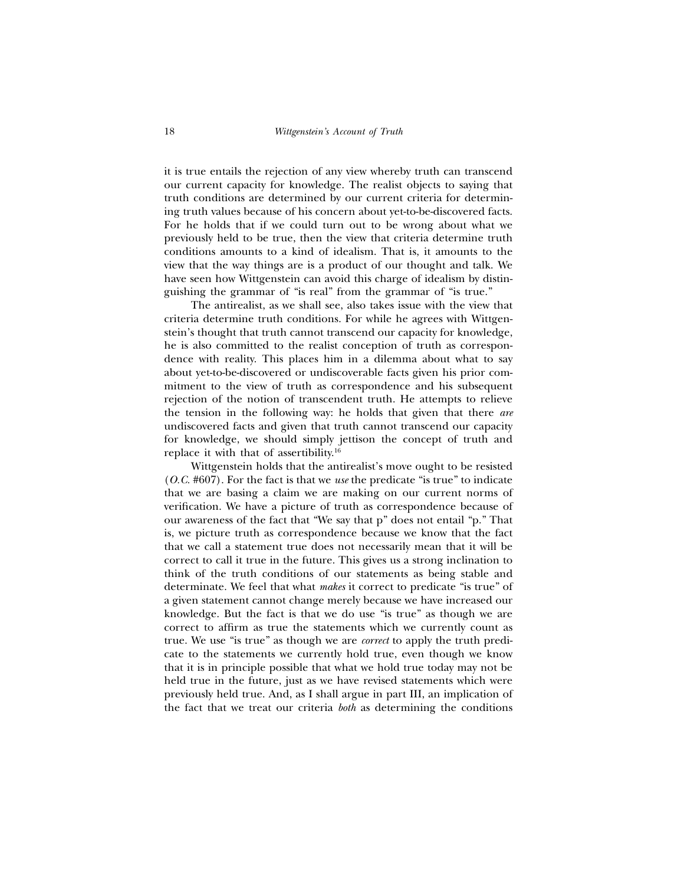it is true entails the rejection of any view whereby truth can transcend our current capacity for knowledge. The realist objects to saying that truth conditions are determined by our current criteria for determining truth values because of his concern about yet-to-be-discovered facts. For he holds that if we could turn out to be wrong about what we previously held to be true, then the view that criteria determine truth conditions amounts to a kind of idealism. That is, it amounts to the view that the way things are is a product of our thought and talk. We have seen how Wittgenstein can avoid this charge of idealism by distinguishing the grammar of "is real" from the grammar of "is true."

The antirealist, as we shall see, also takes issue with the view that criteria determine truth conditions. For while he agrees with Wittgenstein's thought that truth cannot transcend our capacity for knowledge, he is also committed to the realist conception of truth as correspondence with reality. This places him in a dilemma about what to say about yet-to-be-discovered or undiscoverable facts given his prior commitment to the view of truth as correspondence and his subsequent rejection of the notion of transcendent truth. He attempts to relieve the tension in the following way: he holds that given that there *are* undiscovered facts and given that truth cannot transcend our capacity for knowledge, we should simply jettison the concept of truth and replace it with that of assertibility.[16]

Wittgenstein holds that the antirealist's move ought to be resisted (*O.C.* #607). For the fact is that we *use* the predicate "is true" to indicate that we are basing a claim we are making on our current norms of verification. We have a picture of truth as correspondence because of our awareness of the fact that "We say that p" does not entail "p." That is, we picture truth as correspondence because we know that the fact that we call a statement true does not necessarily mean that it will be correct to call it true in the future. This gives us a strong inclination to think of the truth conditions of our statements as being stable and determinate. We feel that what *makes* it correct to predicate "is true" of a given statement cannot change merely because we have increased our knowledge. But the fact is that we do use "is true" as though we are correct to affirm as true the statements which we currently count as true. We use "is true" as though we are *correct* to apply the truth predicate to the statements we currently hold true, even though we know that it is in principle possible that what we hold true today may not be held true in the future, just as we have revised statements which were previously held true. And, as I shall argue in part III, an implication of the fact that we treat our criteria *both* as determining the conditions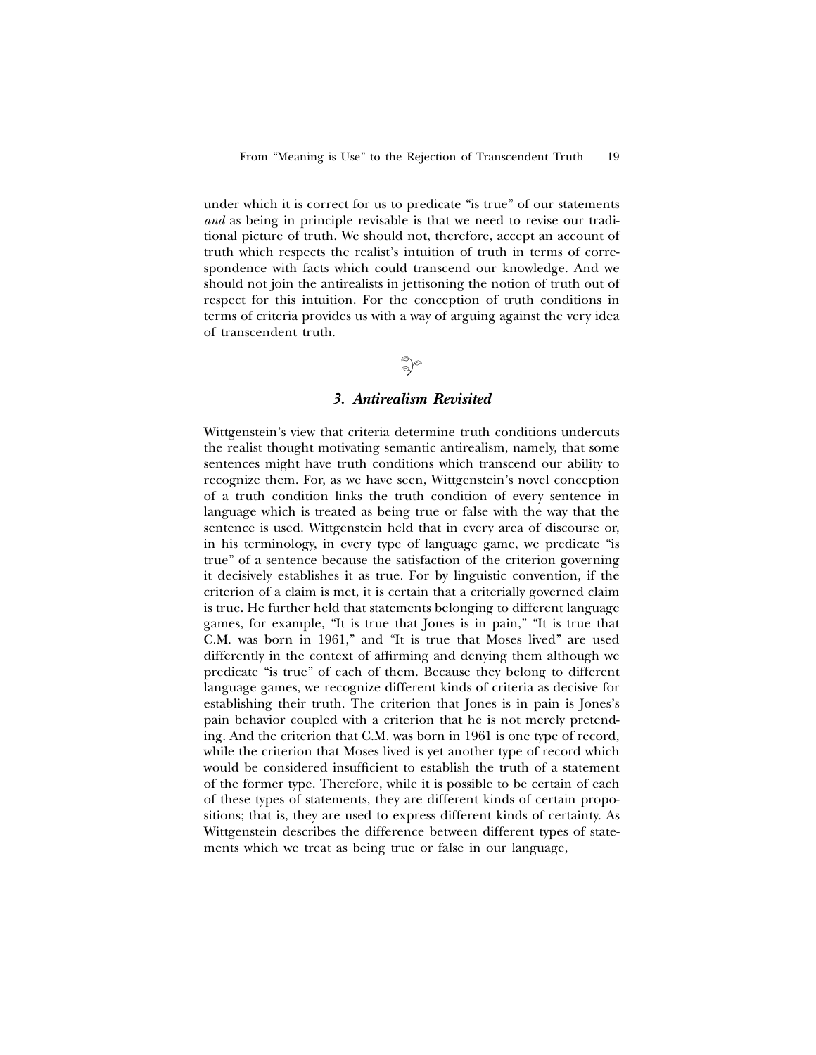under which it is correct for us to predicate "is true" of our statements *and* as being in principle revisable is that we need to revise our traditional picture of truth. We should not, therefore, accept an account of truth which respects the realist's intuition of truth in terms of correspondence with facts which could transcend our knowledge. And we should not join the antirealists in jettisoning the notion of truth out of respect for this intuition. For the conception of truth conditions in terms of criteria provides us with a way of arguing against the very idea of transcendent truth.

### *3. Antirealism Revisited*

Wittgenstein's view that criteria determine truth conditions undercuts the realist thought motivating semantic antirealism, namely, that some sentences might have truth conditions which transcend our ability to recognize them. For, as we have seen, Wittgenstein's novel conception of a truth condition links the truth condition of every sentence in language which is treated as being true or false with the way that the sentence is used. Wittgenstein held that in every area of discourse or, in his terminology, in every type of language game, we predicate "is true" of a sentence because the satisfaction of the criterion governing it decisively establishes it as true. For by linguistic convention, if the criterion of a claim is met, it is certain that a criterially governed claim is true. He further held that statements belonging to different language games, for example, "It is true that Jones is in pain," "It is true that C.M. was born in 1961," and "It is true that Moses lived" are used differently in the context of affirming and denying them although we predicate "is true" of each of them. Because they belong to different language games, we recognize different kinds of criteria as decisive for establishing their truth. The criterion that Jones is in pain is Jones's pain behavior coupled with a criterion that he is not merely pretending. And the criterion that C.M. was born in 1961 is one type of record, while the criterion that Moses lived is yet another type of record which would be considered insufficient to establish the truth of a statement of the former type. Therefore, while it is possible to be certain of each of these types of statements, they are different kinds of certain propositions; that is, they are used to express different kinds of certainty. As Wittgenstein describes the difference between different types of statements which we treat as being true or false in our language,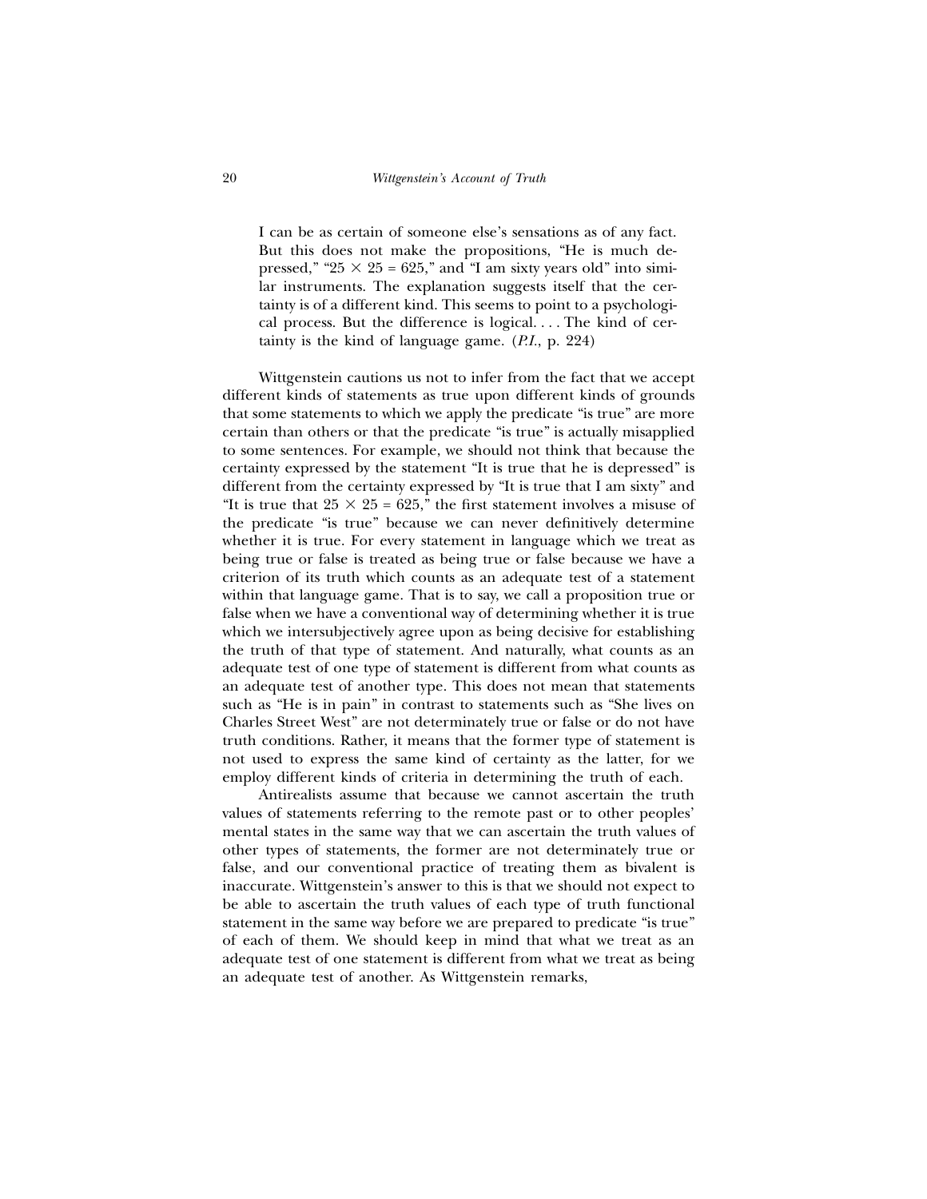> I can be as certain of someone else's sensations as of any fact. But this does not make the propositions, "He is much depressed," "$25 \times 25 = 625$," and "I am sixty years old" into similar instruments. The explanation suggests itself that the certainty is of a different kind. This seems to point to a psychological process. But the difference is logical. . . . The kind of certainty is the kind of language game. (*P.I.*, p. 224)

Wittgenstein cautions us not to infer from the fact that we accept different kinds of statements as true upon different kinds of grounds that some statements to which we apply the predicate "is true" are more certain than others or that the predicate "is true" is actually misapplied to some sentences. For example, we should not think that because the certainty expressed by the statement "It is true that he is depressed" is different from the certainty expressed by "It is true that I am sixty" and "It is true that $25 \times 25 = 625$," the first statement involves a misuse of the predicate "is true" because we can never definitively determine whether it is true. For every statement in language which we treat as being true or false is treated as being true or false because we have a criterion of its truth which counts as an adequate test of a statement within that language game. That is to say, we call a proposition true or false when we have a conventional way of determining whether it is true which we intersubjectively agree upon as being decisive for establishing the truth of that type of statement. And naturally, what counts as an adequate test of one type of statement is different from what counts as an adequate test of another type. This does not mean that statements such as "He is in pain" in contrast to statements such as "She lives on Charles Street West" are not determinately true or false or do not have truth conditions. Rather, it means that the former type of statement is not used to express the same kind of certainty as the latter, for we employ different kinds of criteria in determining the truth of each.

Antirealists assume that because we cannot ascertain the truth values of statements referring to the remote past or to other peoples' mental states in the same way that we can ascertain the truth values of other types of statements, the former are not determinately true or false, and our conventional practice of treating them as bivalent is inaccurate. Wittgenstein's answer to this is that we should not expect to be able to ascertain the truth values of each type of truth functional statement in the same way before we are prepared to predicate "is true" of each of them. We should keep in mind that what we treat as an adequate test of one statement is different from what we treat as being an adequate test of another. As Wittgenstein remarks,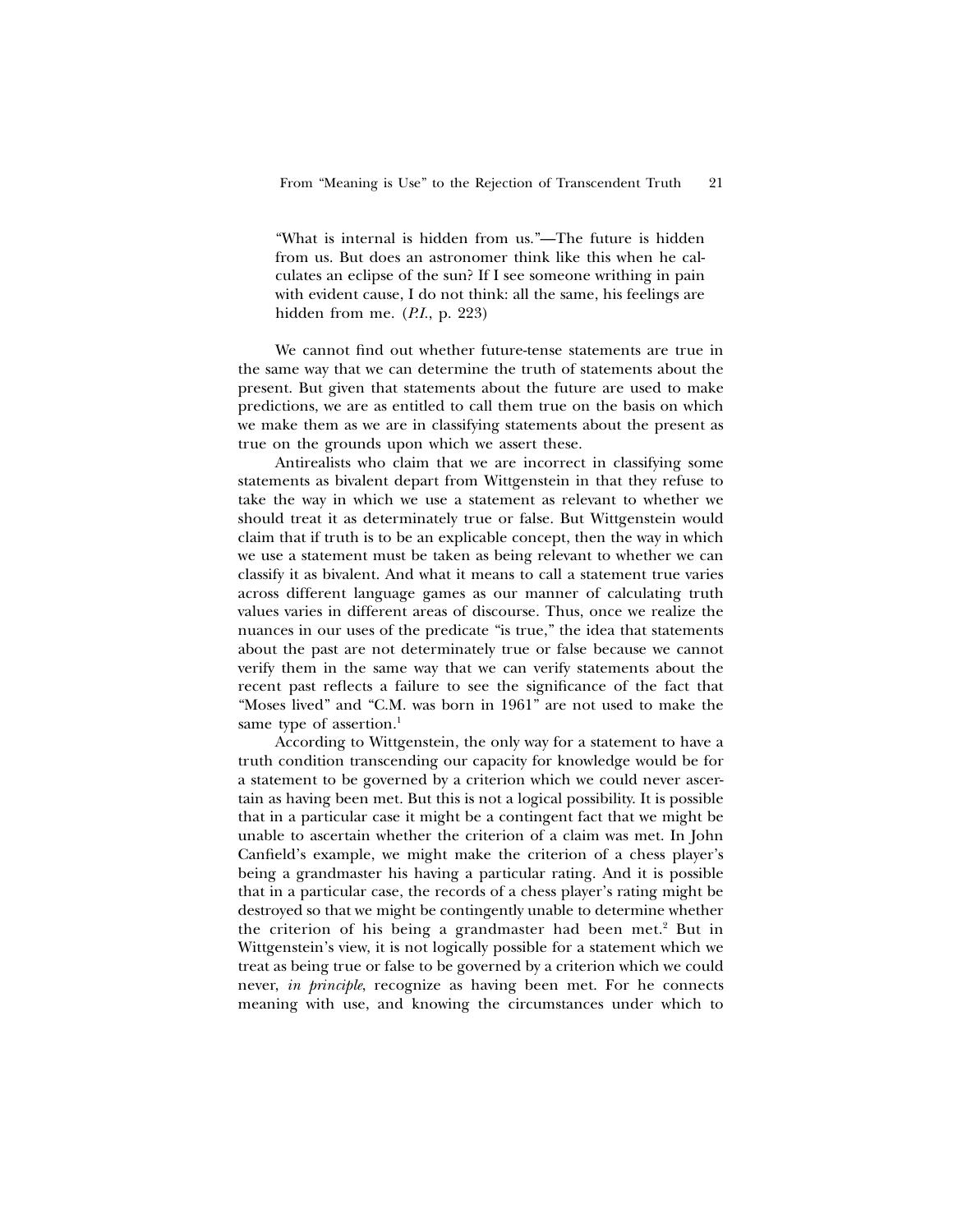> "What is internal is hidden from us."—The future is hidden from us. But does an astronomer think like this when he calculates an eclipse of the sun? If I see someone writhing in pain with evident cause, I do not think: all the same, his feelings are hidden from me. (*P.I.*, p. 223)

We cannot find out whether future-tense statements are true in the same way that we can determine the truth of statements about the present. But given that statements about the future are used to make predictions, we are as entitled to call them true on the basis on which we make them as we are in classifying statements about the present as true on the grounds upon which we assert these.

Antirealists who claim that we are incorrect in classifying some statements as bivalent depart from Wittgenstein in that they refuse to take the way in which we use a statement as relevant to whether we should treat it as determinately true or false. But Wittgenstein would claim that if truth is to be an explicable concept, then the way in which we use a statement must be taken as being relevant to whether we can classify it as bivalent. And what it means to call a statement true varies across different language games as our manner of calculating truth values varies in different areas of discourse. Thus, once we realize the nuances in our uses of the predicate "is true," the idea that statements about the past are not determinately true or false because we cannot verify them in the same way that we can verify statements about the recent past reflects a failure to see the significance of the fact that "Moses lived" and "C.M. was born in 1961" are not used to make the same type of assertion.[1]

According to Wittgenstein, the only way for a statement to have a truth condition transcending our capacity for knowledge would be for a statement to be governed by a criterion which we could never ascertain as having been met. But this is not a logical possibility. It is possible that in a particular case it might be a contingent fact that we might be unable to ascertain whether the criterion of a claim was met. In John Canfield's example, we might make the criterion of a chess player's being a grandmaster his having a particular rating. And it is possible that in a particular case, the records of a chess player's rating might be destroyed so that we might be contingently unable to determine whether the criterion of his being a grandmaster had been met.[2] But in Wittgenstein's view, it is not logically possible for a statement which we treat as being true or false to be governed by a criterion which we could never, *in principle*, recognize as having been met. For he connects meaning with use, and knowing the circumstances under which to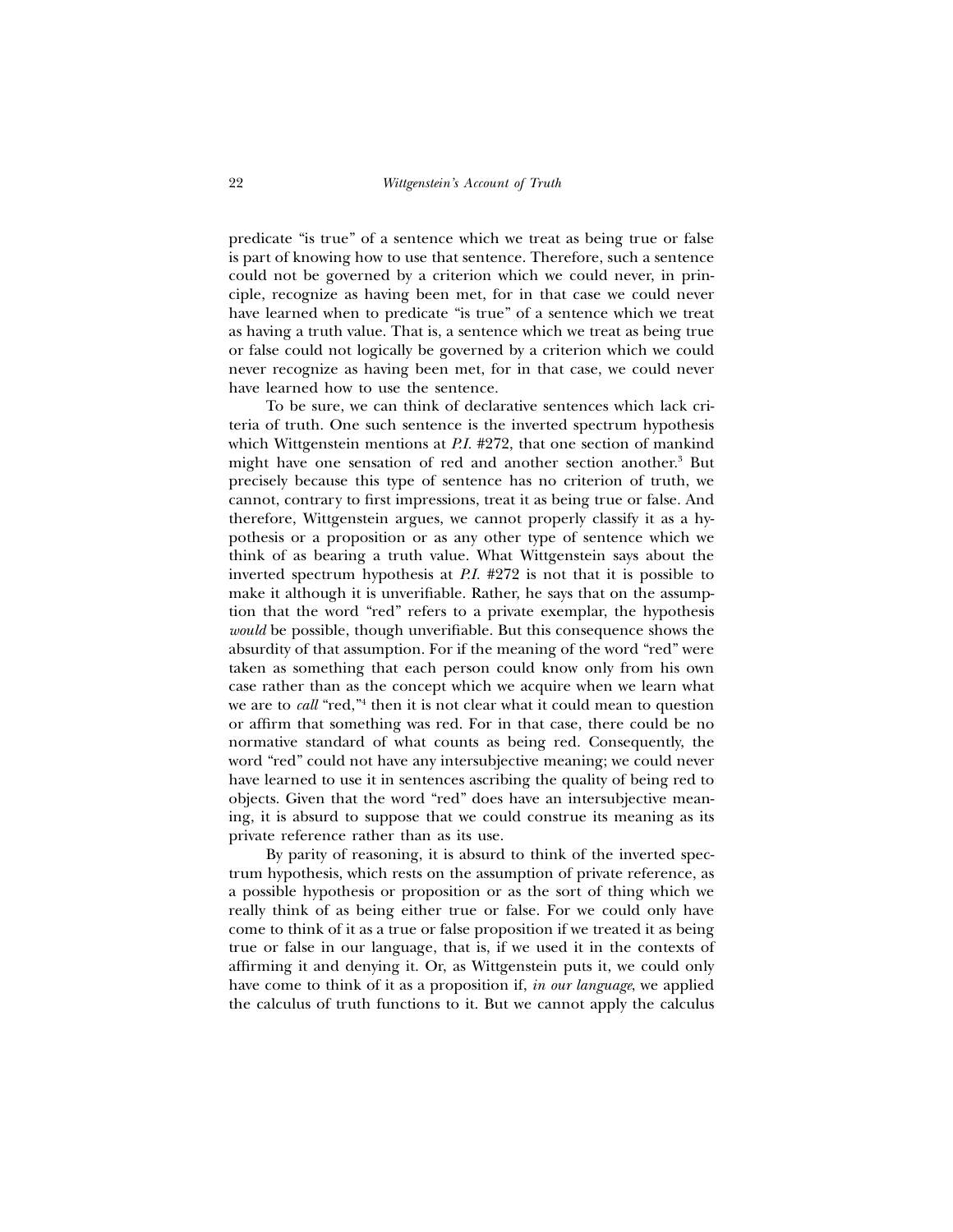predicate "is true" of a sentence which we treat as being true or false is part of knowing how to use that sentence. Therefore, such a sentence could not be governed by a criterion which we could never, in principle, recognize as having been met, for in that case we could never have learned when to predicate "is true" of a sentence which we treat as having a truth value. That is, a sentence which we treat as being true or false could not logically be governed by a criterion which we could never recognize as having been met, for in that case, we could never have learned how to use the sentence.

To be sure, we can think of declarative sentences which lack criteria of truth. One such sentence is the inverted spectrum hypothesis which Wittgenstein mentions at *P.I.* #272, that one section of mankind might have one sensation of red and another section another.[3] But precisely because this type of sentence has no criterion of truth, we cannot, contrary to first impressions, treat it as being true or false. And therefore, Wittgenstein argues, we cannot properly classify it as a hypothesis or a proposition or as any other type of sentence which we think of as bearing a truth value. What Wittgenstein says about the inverted spectrum hypothesis at *P.I.* #272 is not that it is possible to make it although it is unverifiable. Rather, he says that on the assumption that the word "red" refers to a private exemplar, the hypothesis *would* be possible, though unverifiable. But this consequence shows the absurdity of that assumption. For if the meaning of the word "red" were taken as something that each person could know only from his own case rather than as the concept which we acquire when we learn what we are to *call* "red,"[4] then it is not clear what it could mean to question or affirm that something was red. For in that case, there could be no normative standard of what counts as being red. Consequently, the word "red" could not have any intersubjective meaning; we could never have learned to use it in sentences ascribing the quality of being red to objects. Given that the word "red" does have an intersubjective meaning, it is absurd to suppose that we could construe its meaning as its private reference rather than as its use.

By parity of reasoning, it is absurd to think of the inverted spectrum hypothesis, which rests on the assumption of private reference, as a possible hypothesis or proposition or as the sort of thing which we really think of as being either true or false. For we could only have come to think of it as a true or false proposition if we treated it as being true or false in our language, that is, if we used it in the contexts of affirming it and denying it. Or, as Wittgenstein puts it, we could only have come to think of it as a proposition if, *in our language*, we applied the calculus of truth functions to it. But we cannot apply the calculus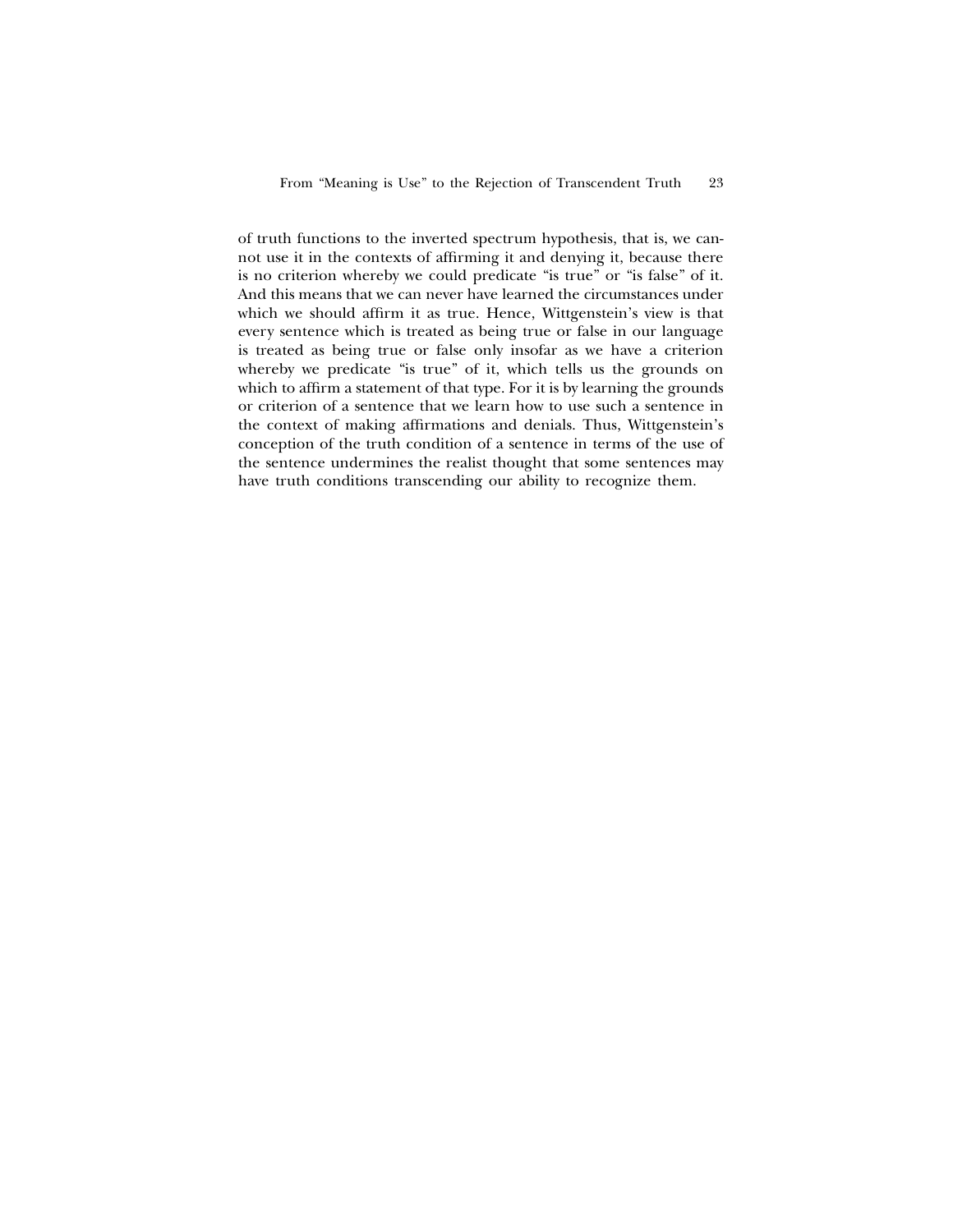of truth functions to the inverted spectrum hypothesis, that is, we cannot use it in the contexts of affirming it and denying it, because there is no criterion whereby we could predicate "is true" or "is false" of it. And this means that we can never have learned the circumstances under which we should affirm it as true. Hence, Wittgenstein's view is that every sentence which is treated as being true or false in our language is treated as being true or false only insofar as we have a criterion whereby we predicate "is true" of it, which tells us the grounds on which to affirm a statement of that type. For it is by learning the grounds or criterion of a sentence that we learn how to use such a sentence in the context of making affirmations and denials. Thus, Wittgenstein's conception of the truth condition of a sentence in terms of the use of the sentence undermines the realist thought that some sentences may have truth conditions transcending our ability to recognize them.